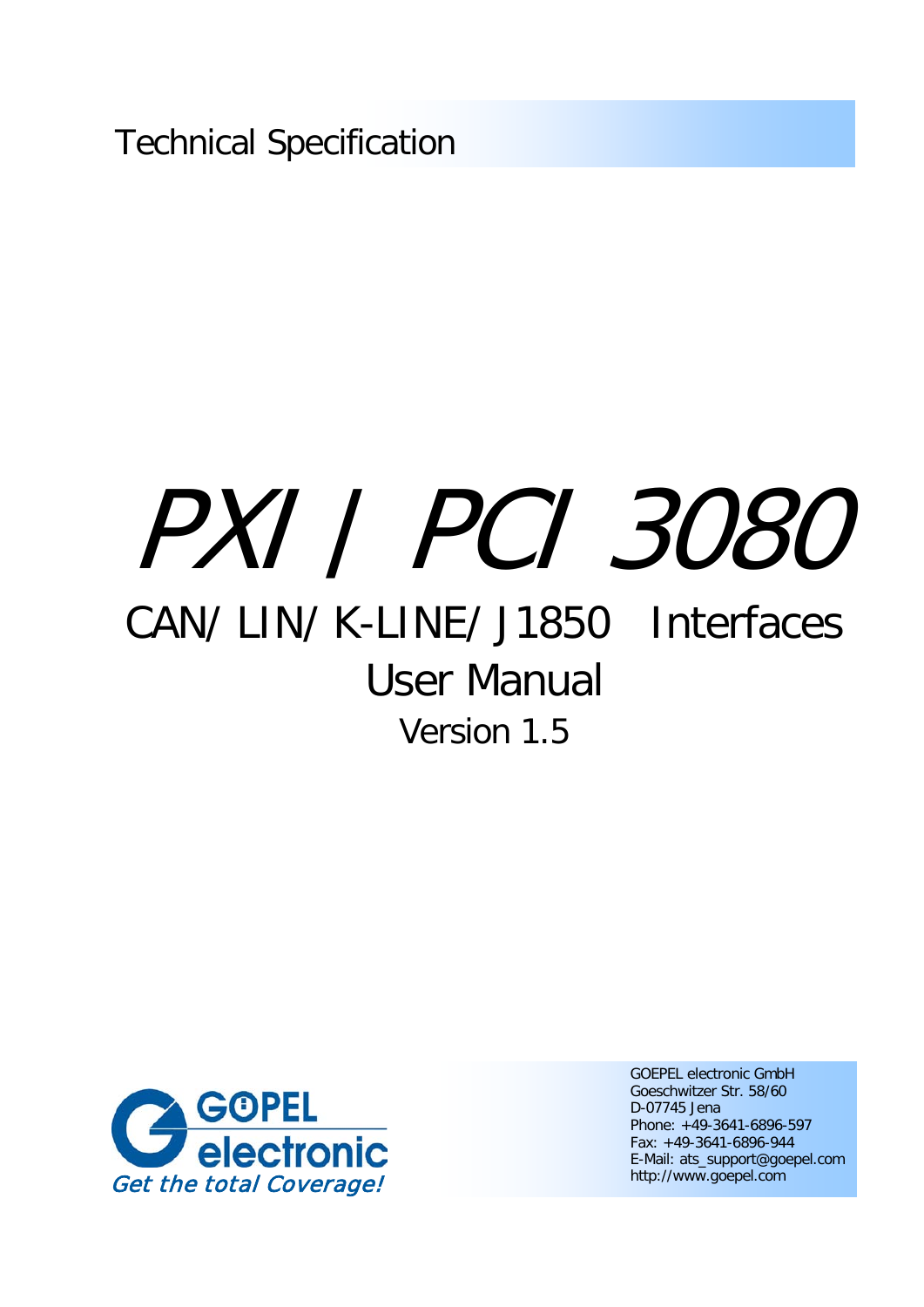Technical Specification

# PXI / PCI 3080

## CAN/ LIN/ K-LINE/ J1850 Interfaces

## User Manual

Version 1.5

GOPEL electronic

Get the total Coverage!

GOEPEL electronic GmbH
Goeschwitzer Str. 58/60
D-07745 Jena
Phone: +49-3641-6896-597
Fax: +49-3641-6896-944
E-Mail: ats_support@goepel.com
http://www.goepel.com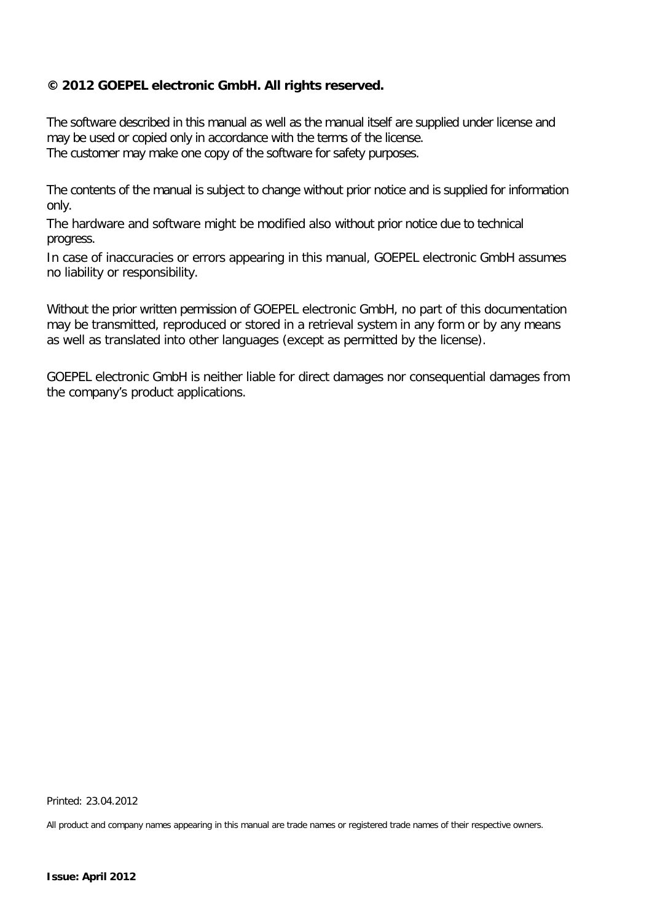**© 2012 GOEPEL electronic GmbH. All rights reserved.**

The software described in this manual as well as the manual itself are supplied under license and may be used or copied only in accordance with the terms of the license.
The customer may make one copy of the software for safety purposes.

The contents of the manual is subject to change without prior notice and is supplied for information only.

The hardware and software might be modified also without prior notice due to technical progress.

In case of inaccuracies or errors appearing in this manual, GOEPEL electronic GmbH assumes no liability or responsibility.

Without the prior written permission of GOEPEL electronic GmbH, no part of this documentation may be transmitted, reproduced or stored in a retrieval system in any form or by any means as well as translated into other languages (except as permitted by the license).

GOEPEL electronic GmbH is neither liable for direct damages nor consequential damages from the company's product applications.

Printed: 23.04.2012

All product and company names appearing in this manual are trade names or registered trade names of their respective owners.

**Issue: April 2012**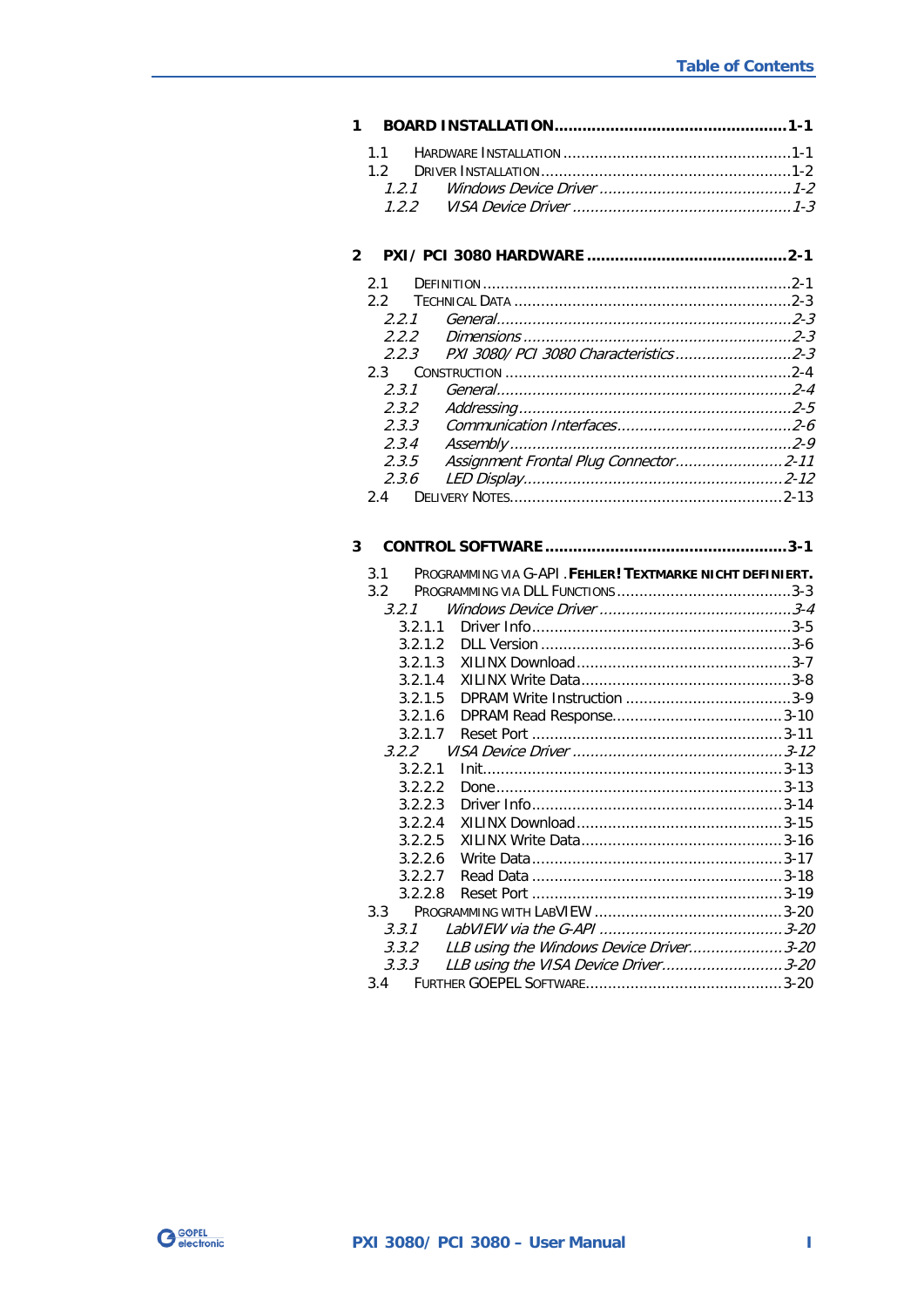# Table of Contents

**1 BOARD INSTALLATION ........................................ 1-1**

- 1.1 HARDWARE INSTALLATION ........................................ 1-1
- 1.2 DRIVER INSTALLATION ........................................ 1-2
  - *1.2.1 Windows Device Driver ........................................ 1-2*
  - *1.2.2 VISA Device Driver ........................................ 1-3*

**2 PXI/ PCI 3080 HARDWARE ........................................ 2-1**

- 2.1 DEFINITION ........................................ 2-1
- 2.2 TECHNICAL DATA ........................................ 2-3
  - *2.2.1 General ........................................ 2-3*
  - *2.2.2 Dimensions ........................................ 2-3*
  - *2.2.3 PXI 3080/ PCI 3080 Characteristics ........................................ 2-3*
- 2.3 CONSTRUCTION ........................................ 2-4
  - *2.3.1 General ........................................ 2-4*
  - *2.3.2 Addressing ........................................ 2-5*
  - *2.3.3 Communication Interfaces ........................................ 2-6*
  - *2.3.4 Assembly ........................................ 2-9*
  - *2.3.5 Assignment Frontal Plug Connector ........................................ 2-11*
  - *2.3.6 LED Display ........................................ 2-12*
- 2.4 DELIVERY NOTES ........................................ 2-13

**3 CONTROL SOFTWARE ........................................ 3-1**

- 3.1 PROGRAMMING VIA G-API . **FEHLER! TEXTMARKE NICHT DEFINIERT.**
- 3.2 PROGRAMMING VIA DLL FUNCTIONS ........................................ 3-3
  - *3.2.1 Windows Device Driver ........................................ 3-4*
    - 3.2.1.1 Driver Info ........................................ 3-5
    - 3.2.1.2 DLL Version ........................................ 3-6
    - 3.2.1.3 XILINX Download ........................................ 3-7
    - 3.2.1.4 XILINX Write Data ........................................ 3-8
    - 3.2.1.5 DPRAM Write Instruction ........................................ 3-9
    - 3.2.1.6 DPRAM Read Response ........................................ 3-10
    - 3.2.1.7 Reset Port ........................................ 3-11
  - *3.2.2 VISA Device Driver ........................................ 3-12*
    - 3.2.2.1 Init ........................................ 3-13
    - 3.2.2.2 Done ........................................ 3-13
    - 3.2.2.3 Driver Info ........................................ 3-14
    - 3.2.2.4 XILINX Download ........................................ 3-15
    - 3.2.2.5 XILINX Write Data ........................................ 3-16
    - 3.2.2.6 Write Data ........................................ 3-17
    - 3.2.2.7 Read Data ........................................ 3-18
    - 3.2.2.8 Reset Port ........................................ 3-19
- 3.3 PROGRAMMING WITH LABVIEW ........................................ 3-20
  - *3.3.1 LabVIEW via the G-API ........................................ 3-20*
  - *3.3.2 LLB using the Windows Device Driver ........................................ 3-20*
  - *3.3.3 LLB using the VISA Device Driver ........................................ 3-20*
- 3.4 FURTHER GOEPEL SOFTWARE ........................................ 3-20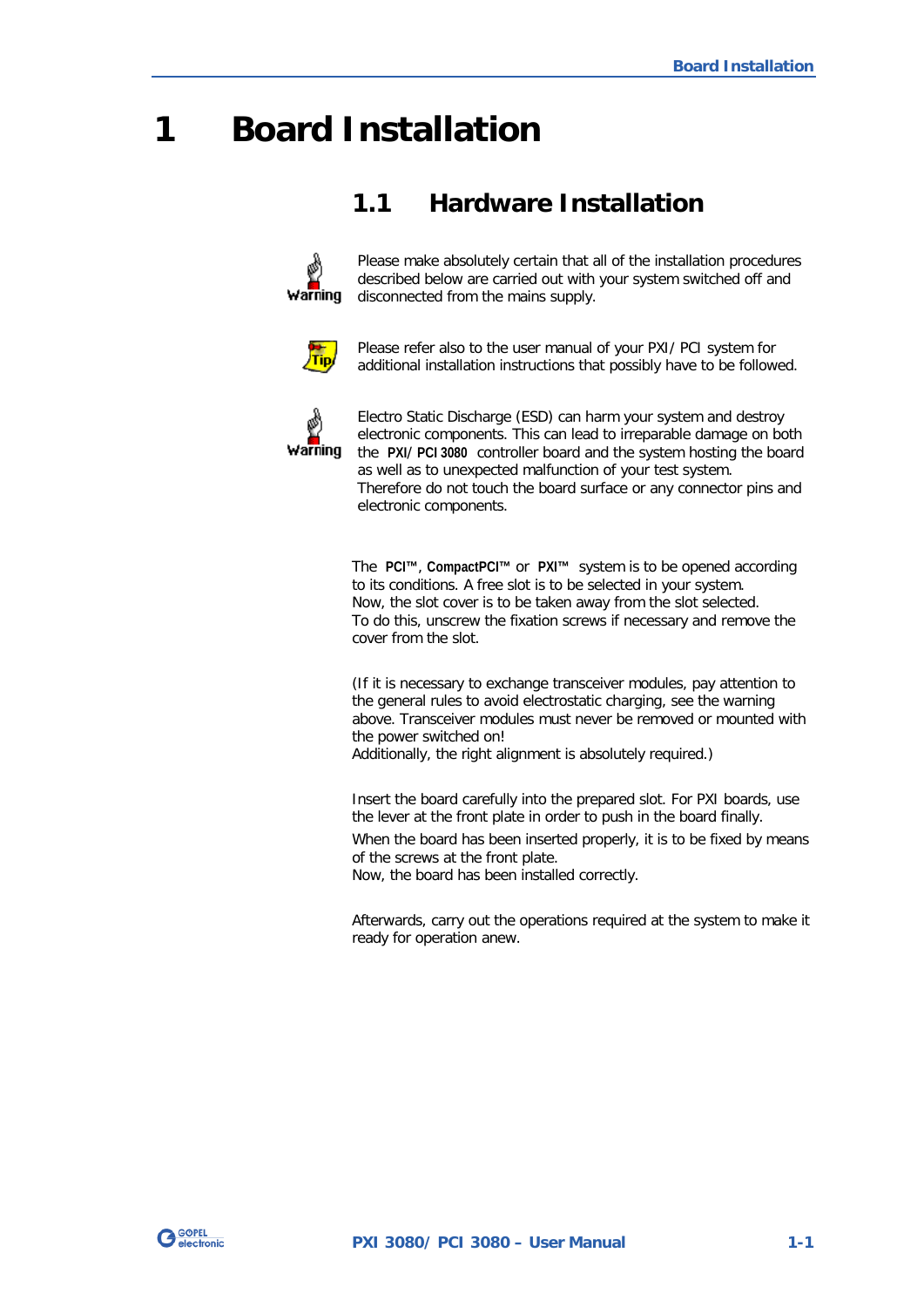# 1 Board Installation

## 1.1 Hardware Installation

Warning

Please make absolutely certain that all of the installation procedures described below are carried out with your system switched off and disconnected from the mains supply.

Tip

Please refer also to the user manual of your PXI/ PCI system for additional installation instructions that possibly have to be followed.

Warning

Electro Static Discharge (ESD) can harm your system and destroy electronic components. This can lead to irreparable damage on both the **PXI/ PCI 3080** controller board and the system hosting the board as well as to unexpected malfunction of your test system.
Therefore do not touch the board surface or any connector pins and electronic components.

The **PCI™**, **CompactPCI™** or **PXI™** system is to be opened according to its conditions. A free slot is to be selected in your system.
Now, the slot cover is to be taken away from the slot selected.
To do this, unscrew the fixation screws if necessary and remove the cover from the slot.

(If it is necessary to exchange transceiver modules, pay attention to the general rules to avoid electrostatic charging, see the warning above. Transceiver modules must never be removed or mounted with the power switched on!
Additionally, the right alignment is absolutely required.)

Insert the board carefully into the prepared slot. For PXI boards, use the lever at the front plate in order to push in the board finally.

When the board has been inserted properly, it is to be fixed by means of the screws at the front plate.
Now, the board has been installed correctly.

Afterwards, carry out the operations required at the system to make it ready for operation anew.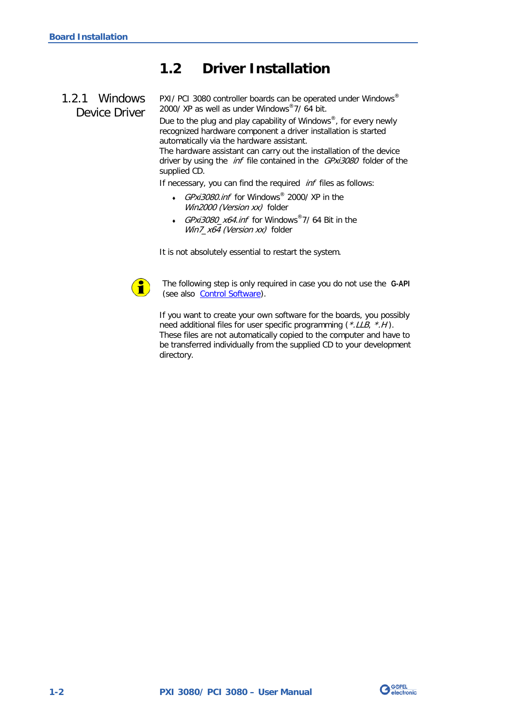## 1.2 Driver Installation

### 1.2.1 Windows Device Driver

PXI/PCI 3080 controller boards can be operated under Windows® 2000/XP as well as under Windows® 7/64 bit.

Due to the plug and play capability of Windows®, for every newly recognized hardware component a driver installation is started automatically via the hardware assistant.
The hardware assistant can carry out the installation of the device driver by using the *inf* file contained in the *GPxi3080* folder of the supplied CD.

If necessary, you can find the required *inf* files as follows:

- *GPxi3080.inf* for Windows® 2000/XP in the *Win2000 (Version xx)* folder
- *GPxi3080_x64.inf* for Windows® 7/64 Bit in the *Win7_x64 (Version xx)* folder

It is not absolutely essential to restart the system.

The following step is only required in case you do not use the **G-API** (see also Control Software).

If you want to create your own software for the boards, you possibly need additional files for user specific programming (*\*.LLB*, *\*.H*). These files are not automatically copied to the computer and have to be transferred individually from the supplied CD to your development directory.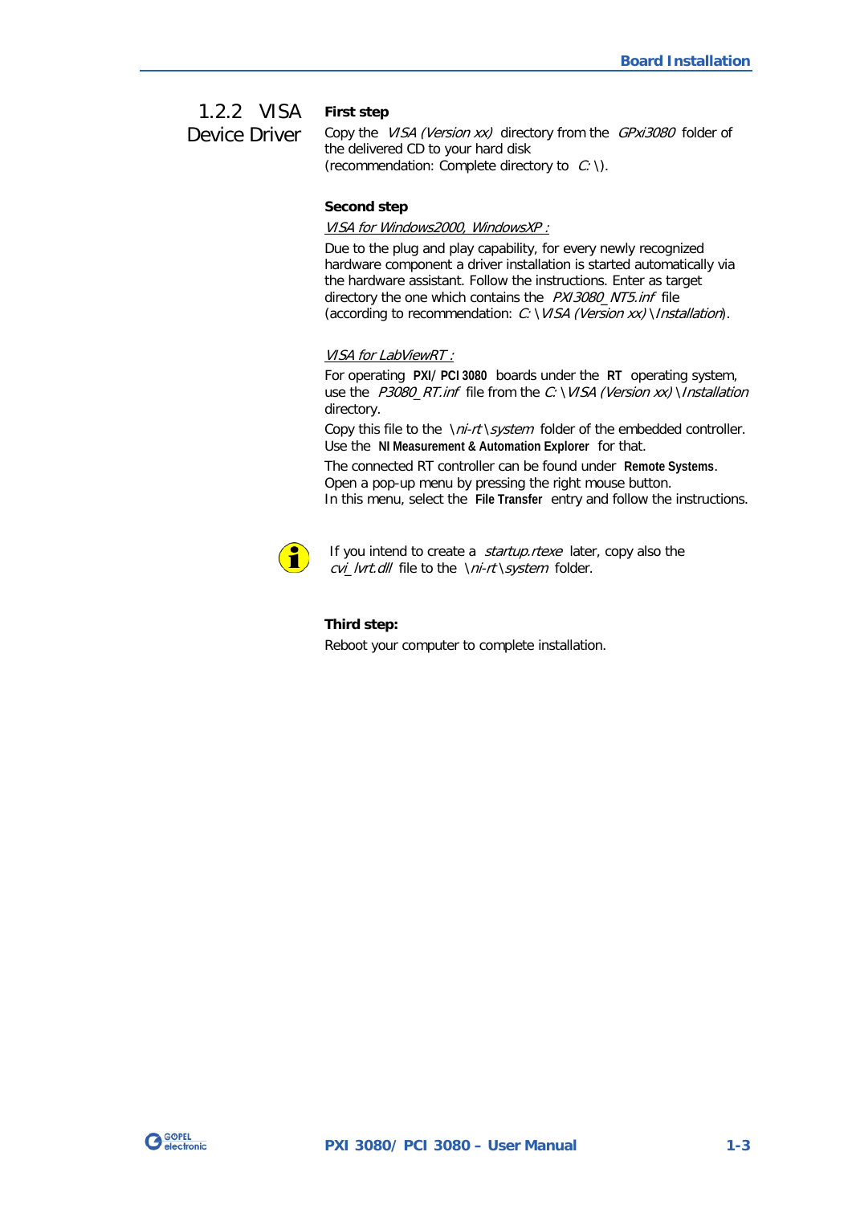### 1.2.2 VISA Device Driver

**First step**

Copy the *VISA (Version xx)* directory from the *GPxi3080* folder of the delivered CD to your hard disk
(recommendation: Complete directory to *C:\*).

**Second step**

*VISA for Windows2000, WindowsXP :*

Due to the plug and play capability, for every newly recognized hardware component a driver installation is started automatically via the hardware assistant. Follow the instructions. Enter as target directory the one which contains the *PXI3080_NT5.inf* file (according to recommendation: *C:\VISA (Version xx)\Installation*).

*VISA for LabViewRT :*

For operating **PXI/ PCI 3080** boards under the **RT** operating system, use the *P3080_RT.inf* file from the *C:\VISA (Version xx)\Installation* directory.

Copy this file to the *\ni-rt\system* folder of the embedded controller. Use the **NI Measurement & Automation Explorer** for that.

The connected RT controller can be found under **Remote Systems**. Open a pop-up menu by pressing the right mouse button.
In this menu, select the **File Transfer** entry and follow the instructions.

If you intend to create a *startup.rtexe* later, copy also the *cvi_lvrt.dll* file to the *\ni-rt\system* folder.

**Third step:**

Reboot your computer to complete installation.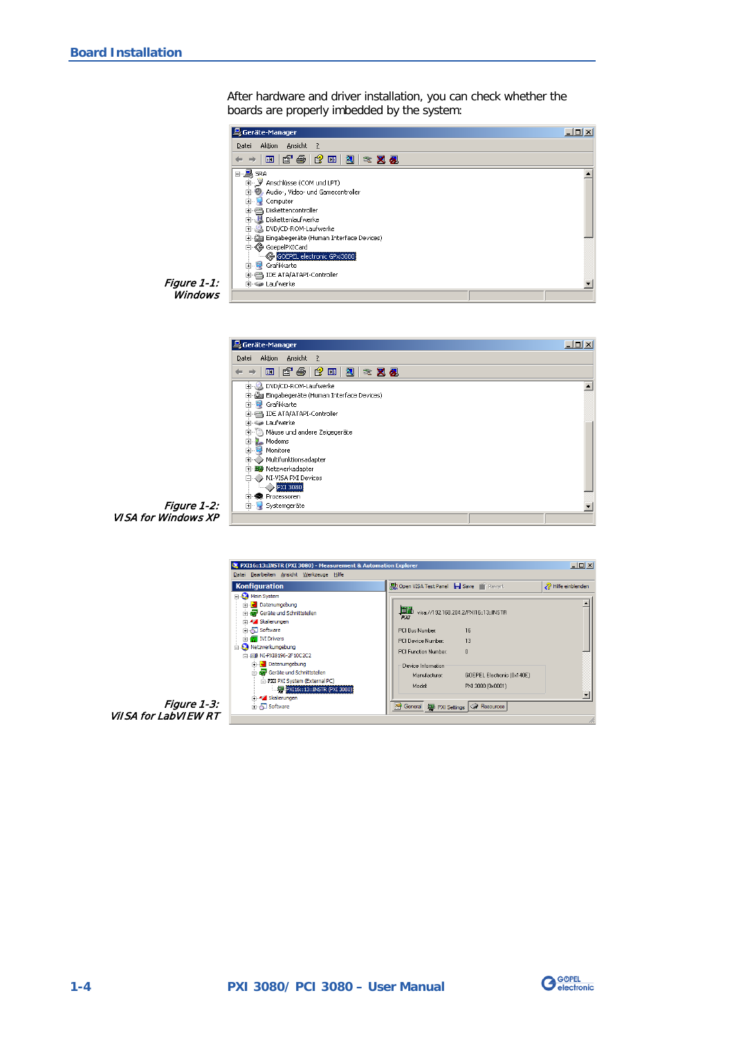After hardware and driver installation, you can check whether the boards are properly imbedded by the system:

*Figure 1-1: Windows*

*Figure 1-2: VISA for Windows XP*

*Figure 1-3: VISA for LabVIEW RT*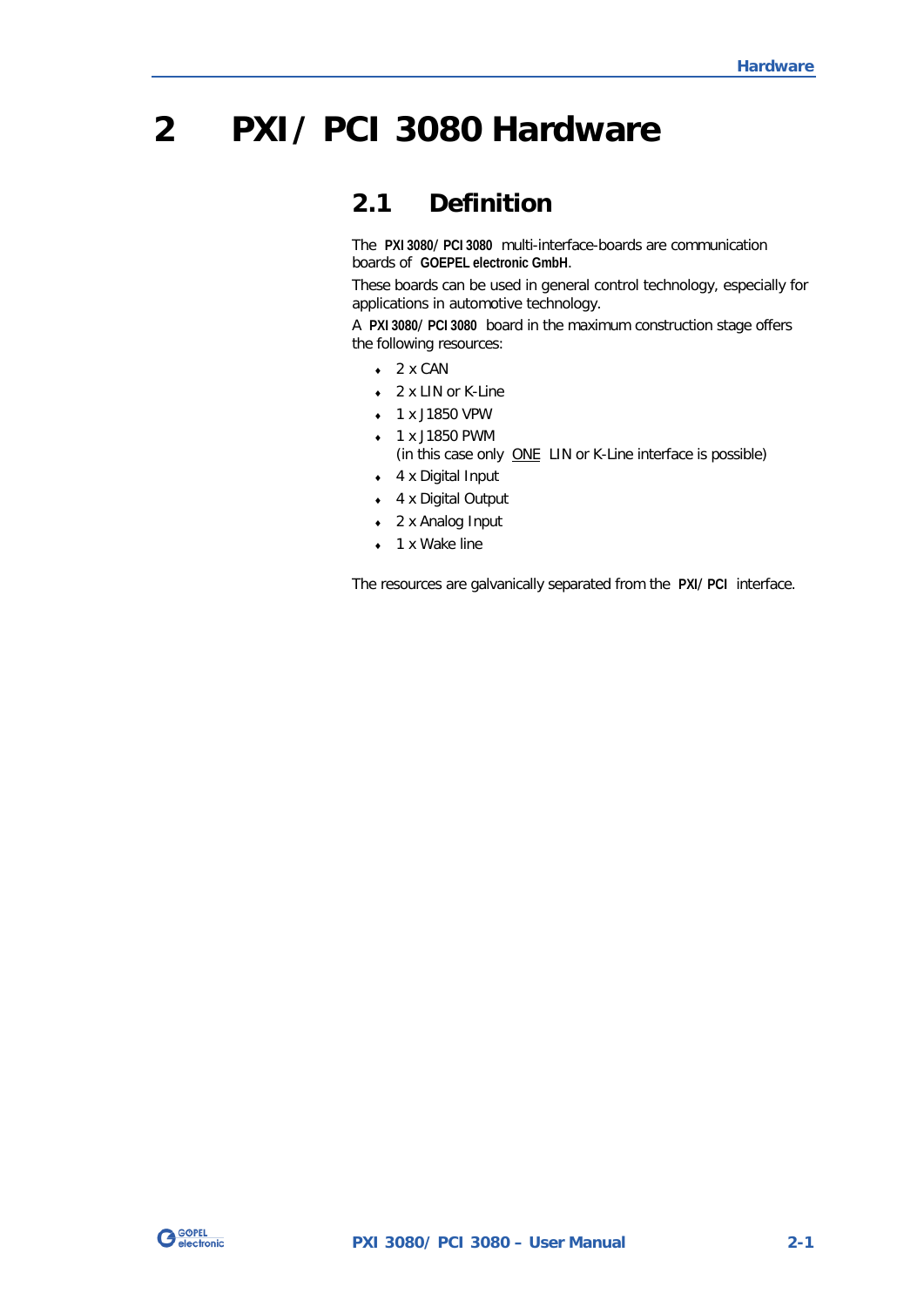# 2 PXI / PCI 3080 Hardware

## 2.1 Definition

The **PXI 3080/ PCI 3080** multi-interface-boards are communication boards of **GOEPEL electronic GmbH**.

These boards can be used in general control technology, especially for applications in automotive technology.

A **PXI 3080/ PCI 3080** board in the maximum construction stage offers the following resources:

- 2 x CAN
- 2 x LIN or K-Line
- 1 x J1850 VPW
- 1 x J1850 PWM
  (in this case only <u>ONE</u> LIN or K-Line interface is possible)
- 4 x Digital Input
- 4 x Digital Output
- 2 x Analog Input
- 1 x Wake line

The resources are galvanically separated from the **PXI/ PCI** interface.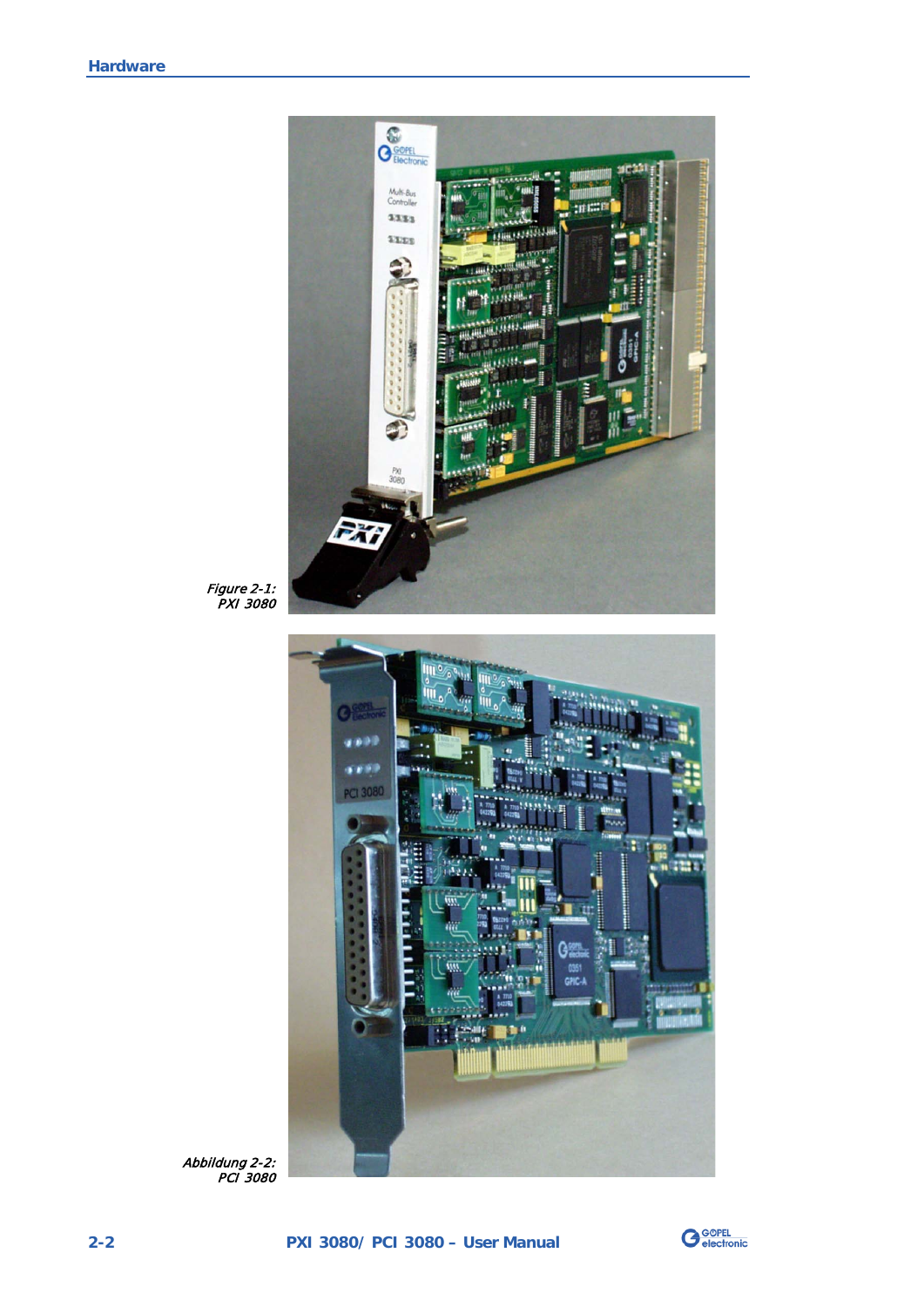Figure 2-1:
PXI 3080

Abbildung 2-2:
PCI 3080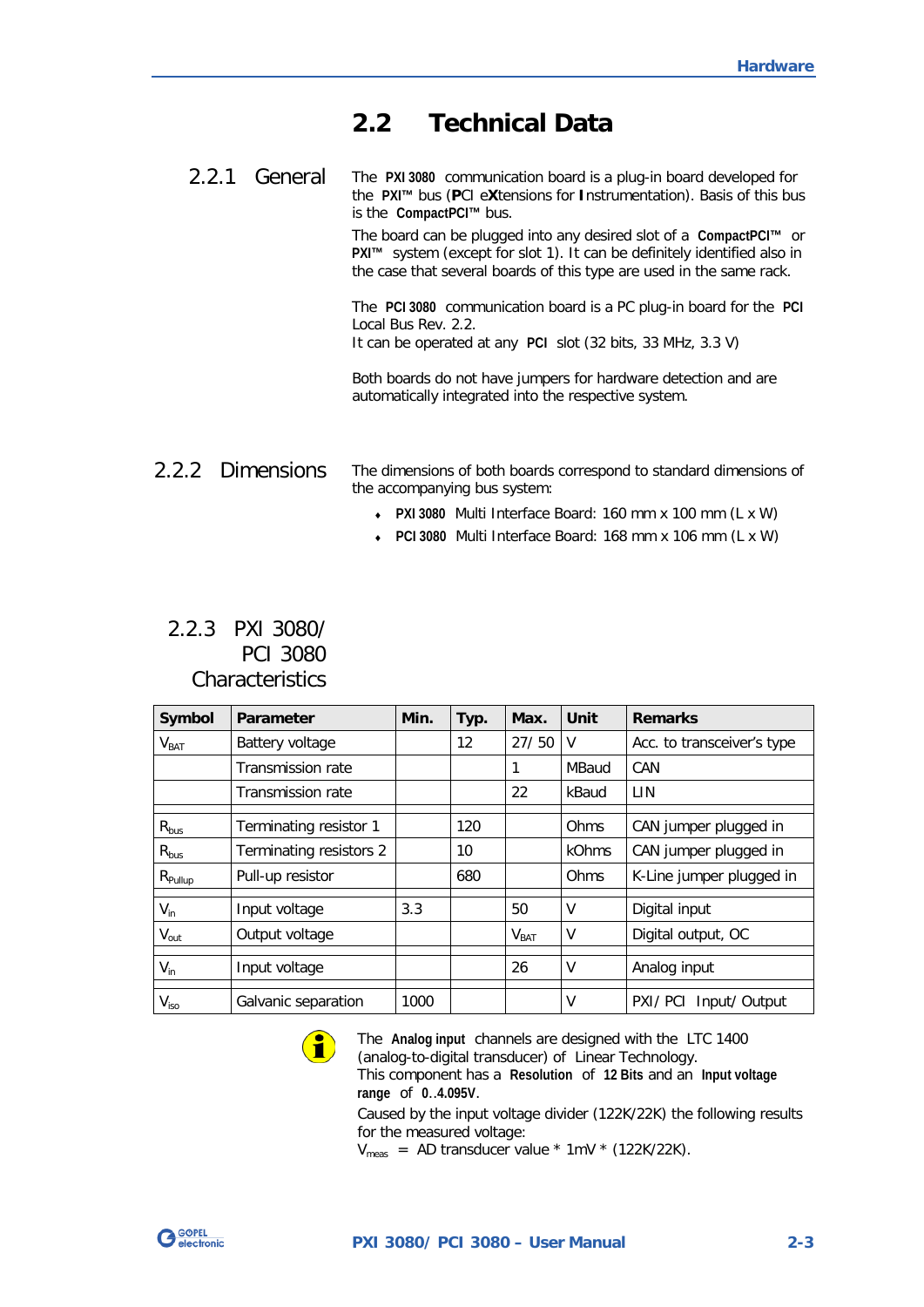## 2.2 Technical Data

### 2.2.1 General

The **PXI 3080** communication board is a plug-in board developed for the **PXI™** bus (**P**CI e**X**tensions for **I**nstrumentation). Basis of this bus is the **CompactPCI™** bus.

The board can be plugged into any desired slot of a **CompactPCI™** or **PXI™** system (except for slot 1). It can be definitely identified also in the case that several boards of this type are used in the same rack.

The **PCI 3080** communication board is a PC plug-in board for the **PCI** Local Bus Rev. 2.2.
It can be operated at any **PCI** slot (32 bits, 33 MHz, 3.3 V)

Both boards do not have jumpers for hardware detection and are automatically integrated into the respective system.

### 2.2.2 Dimensions

The dimensions of both boards correspond to standard dimensions of the accompanying bus system:

- **PXI 3080** Multi Interface Board: 160 mm x 100 mm (L x W)
- **PCI 3080** Multi Interface Board: 168 mm x 106 mm (L x W)

### 2.2.3 PXI 3080/ PCI 3080 Characteristics

| Symbol | Parameter | Min. | Typ. | Max. | Unit | Remarks |
|---|---|---|---|---|---|---|
| $V_{BAT}$ | Battery voltage | | 12 | 27/ 50 | V | Acc. to transceiver's type |
| | Transmission rate | | | 1 | MBaud | CAN |
| | Transmission rate | | | 22 | kBaud | LIN |
| | | | | | | |
| $R_{bus}$ | Terminating resistor 1 | | 120 | | Ohms | CAN jumper plugged in |
| $R_{bus}$ | Terminating resistors 2 | | 10 | | kOhms | CAN jumper plugged in |
| $R_{Pullup}$ | Pull-up resistor | | 680 | | Ohms | K-Line jumper plugged in |
| | | | | | | |
| $V_{in}$ | Input voltage | 3.3 | | 50 | V | Digital input |
| $V_{out}$ | Output voltage | | | $V_{BAT}$ | V | Digital output, OC |
| | | | | | | |
| $V_{in}$ | Input voltage | | | 26 | V | Analog input |
| | | | | | | |
| $V_{iso}$ | Galvanic separation | 1000 | | | V | PXI/ PCI Input/ Output |

The **Analog input** channels are designed with the LTC 1400 (analog-to-digital transducer) of Linear Technology.
This component has a **Resolution** of **12 Bits** and an **Input voltage range** of **0..4.095V**.

Caused by the input voltage divider (122K/22K) the following results for the measured voltage:
$V_{meas}$ = AD transducer value * 1mV * (122K/22K).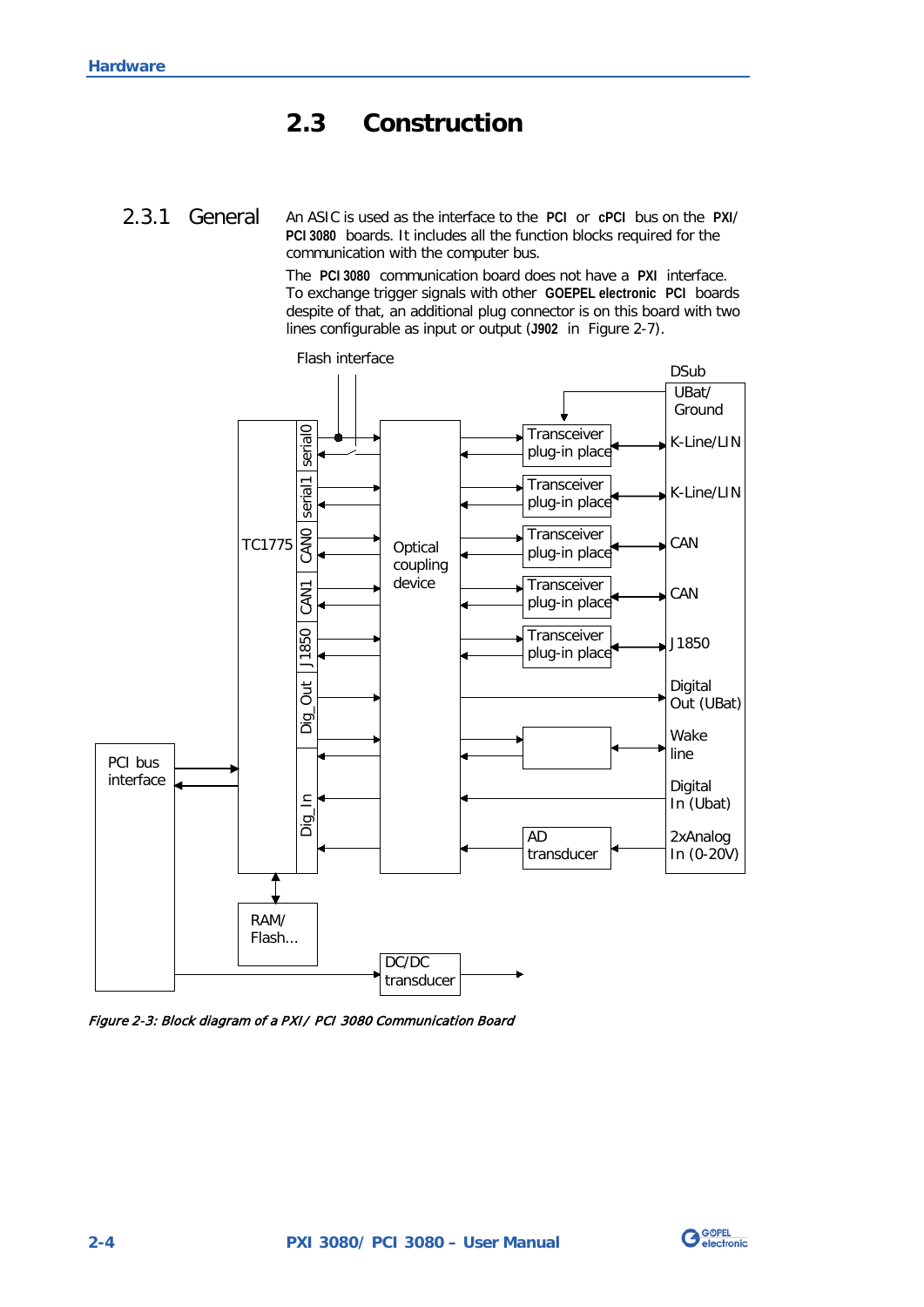## 2.3 Construction

### 2.3.1 General

An ASIC is used as the interface to the **PCI** or **cPCI** bus on the **PXI**/ **PCI 3080** boards. It includes all the function blocks required for the communication with the computer bus.

The **PCI 3080** communication board does not have a **PXI** interface. To exchange trigger signals with other **GOEPEL electronic PCI** boards despite of that, an additional plug connector is on this board with two lines configurable as input or output (**J902** in Figure 2-7).

*Figure 2-3: Block diagram of a PXI/ PCI 3080 Communication Board*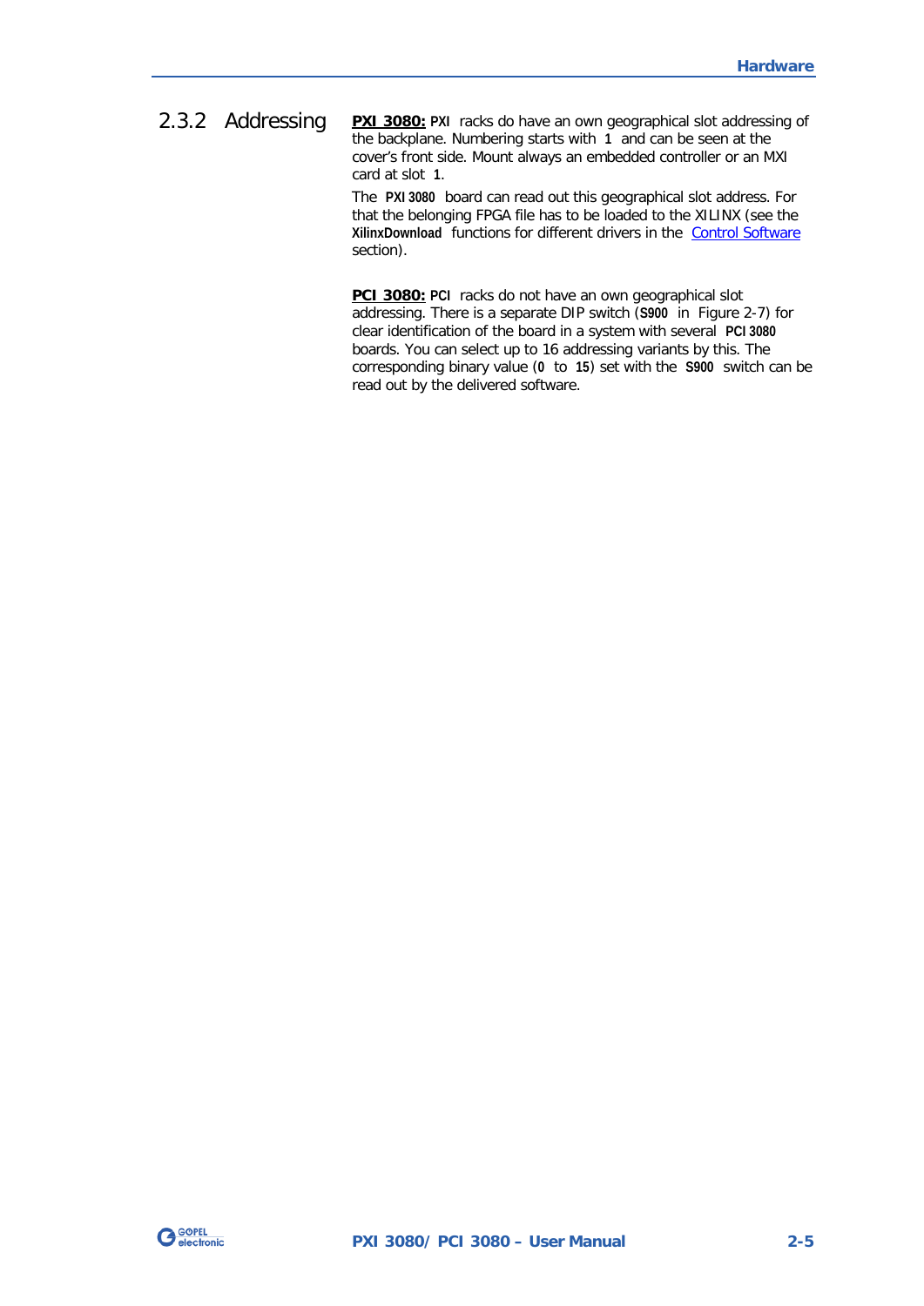### 2.3.2 Addressing

**PXI 3080:** **PXI** racks do have an own geographical slot addressing of the backplane. Numbering starts with **1** and can be seen at the cover's front side. Mount always an embedded controller or an MXI card at slot **1**.

The **PXI 3080** board can read out this geographical slot address. For that the belonging FPGA file has to be loaded to the XILINX (see the **XilinxDownload** functions for different drivers in the Control Software section).

**PCI 3080:** **PCI** racks do not have an own geographical slot addressing. There is a separate DIP switch (**S900** in Figure 2-7) for clear identification of the board in a system with several **PCI 3080** boards. You can select up to 16 addressing variants by this. The corresponding binary value (**0** to **15**) set with the **S900** switch can be read out by the delivered software.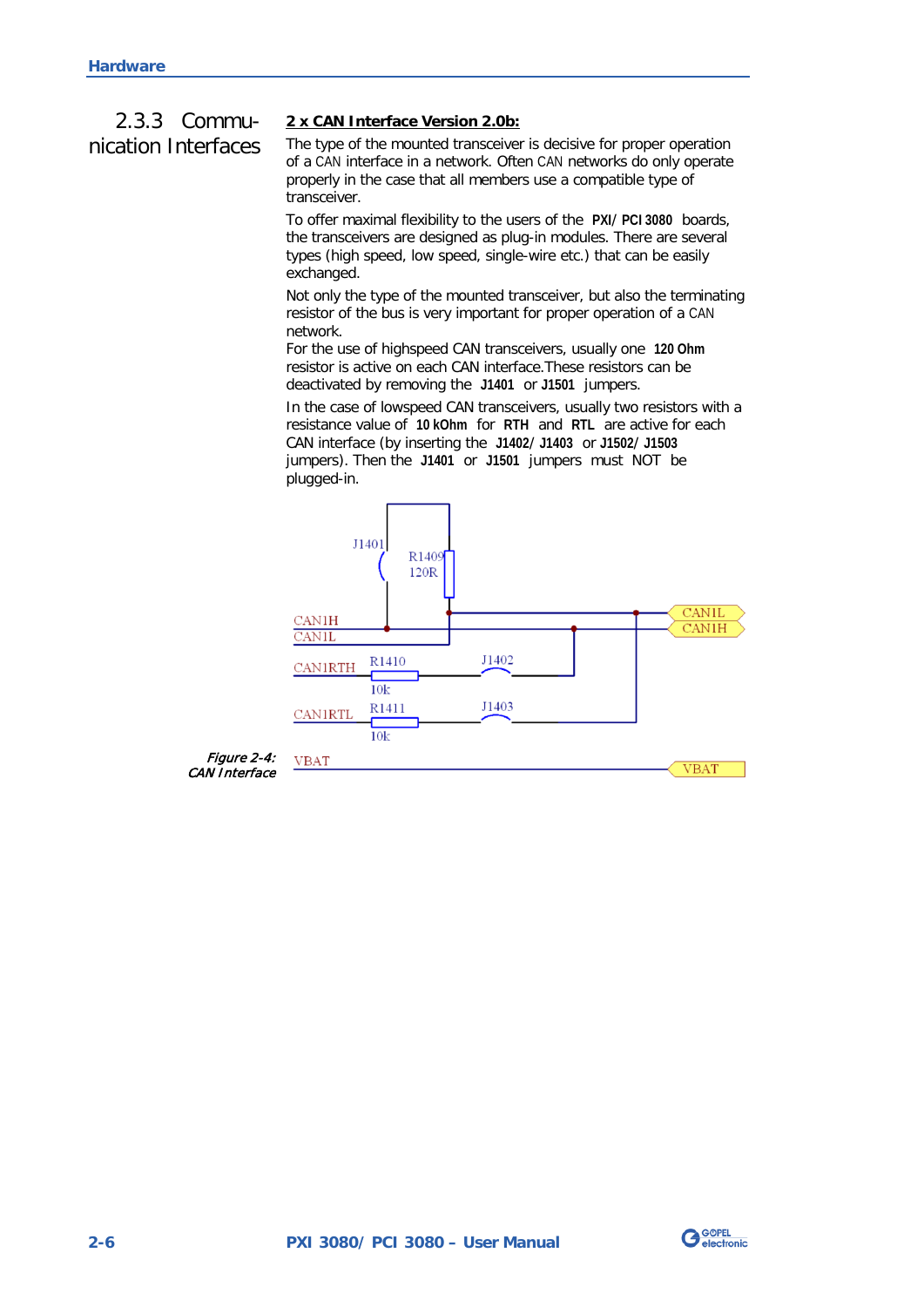## 2.3.3 Communication Interfaces

**2 x CAN Interface Version 2.0b:**

The type of the mounted transceiver is decisive for proper operation of a CAN interface in a network. Often CAN networks do only operate properly in the case that all members use a compatible type of transceiver.

To offer maximal flexibility to the users of the **PXI/ PCI 3080** boards, the transceivers are designed as plug-in modules. There are several types (high speed, low speed, single-wire etc.) that can be easily exchanged.

Not only the type of the mounted transceiver, but also the terminating resistor of the bus is very important for proper operation of a CAN network.

For the use of highspeed CAN transceivers, usually one **120 Ohm** resistor is active on each CAN interface.These resistors can be deactivated by removing the **J1401** or **J1501** jumpers.

In the case of lowspeed CAN transceivers, usually two resistors with a resistance value of **10 kOhm** for **RTH** and **RTL** are active for each CAN interface (by inserting the **J1402**/ **J1403** or **J1502**/ **J1503** jumpers). Then the **J1401** or **J1501** jumpers must NOT be plugged-in.

*Figure 2-4: CAN Interface*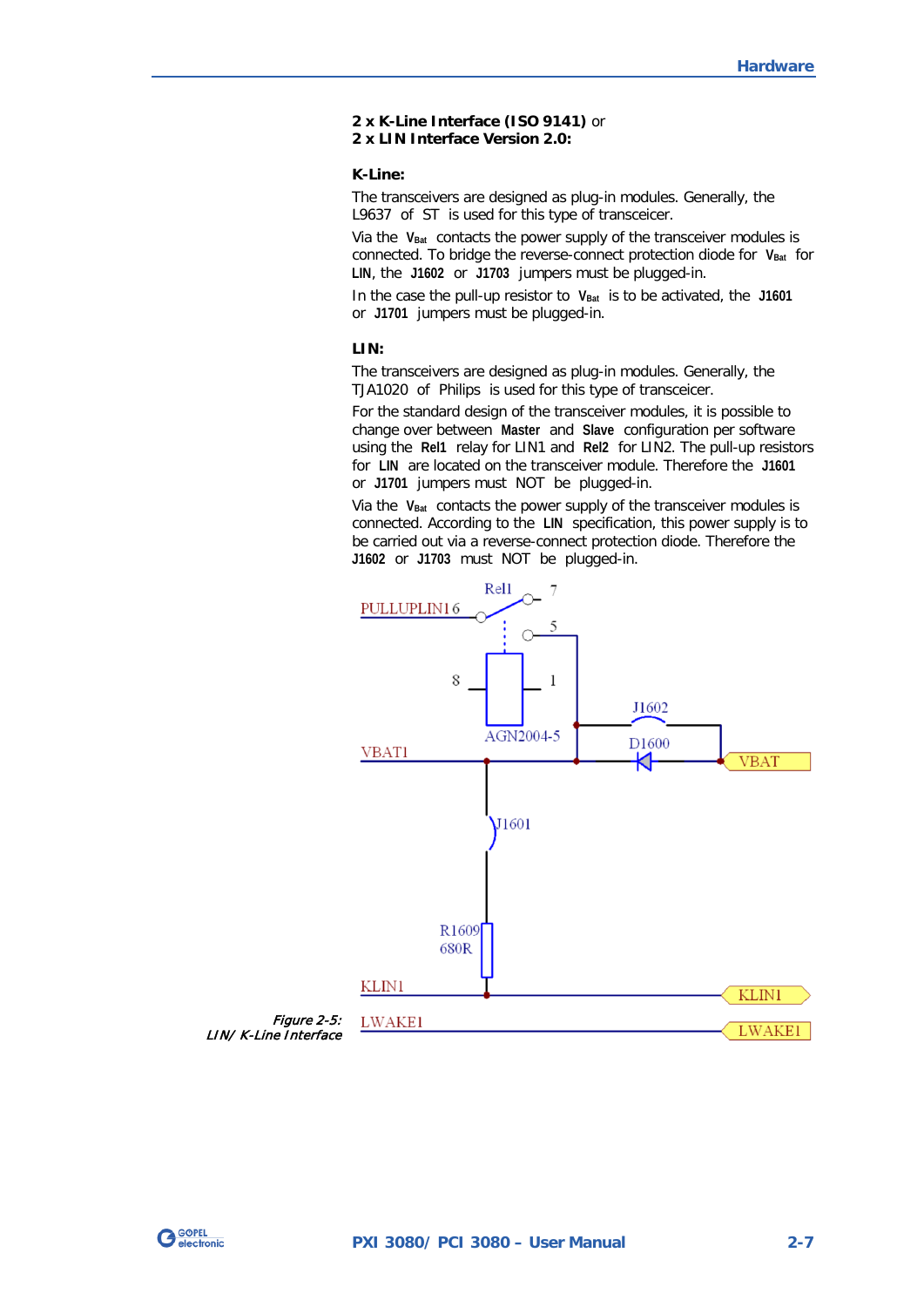**2 x K-Line Interface (ISO 9141)** or
**2 x LIN Interface Version 2.0:**

**K-Line:**

The transceivers are designed as plug-in modules. Generally, the L9637 of ST is used for this type of transceicer.

Via the $V_{Bat}$ contacts the power supply of the transceiver modules is connected. To bridge the reverse-connect protection diode for $V_{Bat}$ for **LIN**, the **J1602** or **J1703** jumpers must be plugged-in.

In the case the pull-up resistor to $V_{Bat}$ is to be activated, the **J1601** or **J1701** jumpers must be plugged-in.

**LIN:**

The transceivers are designed as plug-in modules. Generally, the TJA1020 of Philips is used for this type of transceicer.

For the standard design of the transceiver modules, it is possible to change over between **Master** and **Slave** configuration per software using the **Rel1** relay for LIN1 and **Rel2** for LIN2. The pull-up resistors for **LIN** are located on the transceiver module. Therefore the **J1601** or **J1701** jumpers must NOT be plugged-in.

Via the $V_{Bat}$ contacts the power supply of the transceiver modules is connected. According to the **LIN** specification, this power supply is to be carried out via a reverse-connect protection diode. Therefore the **J1602** or **J1703** must NOT be plugged-in.

*Figure 2-5: LIN/ K-Line Interface*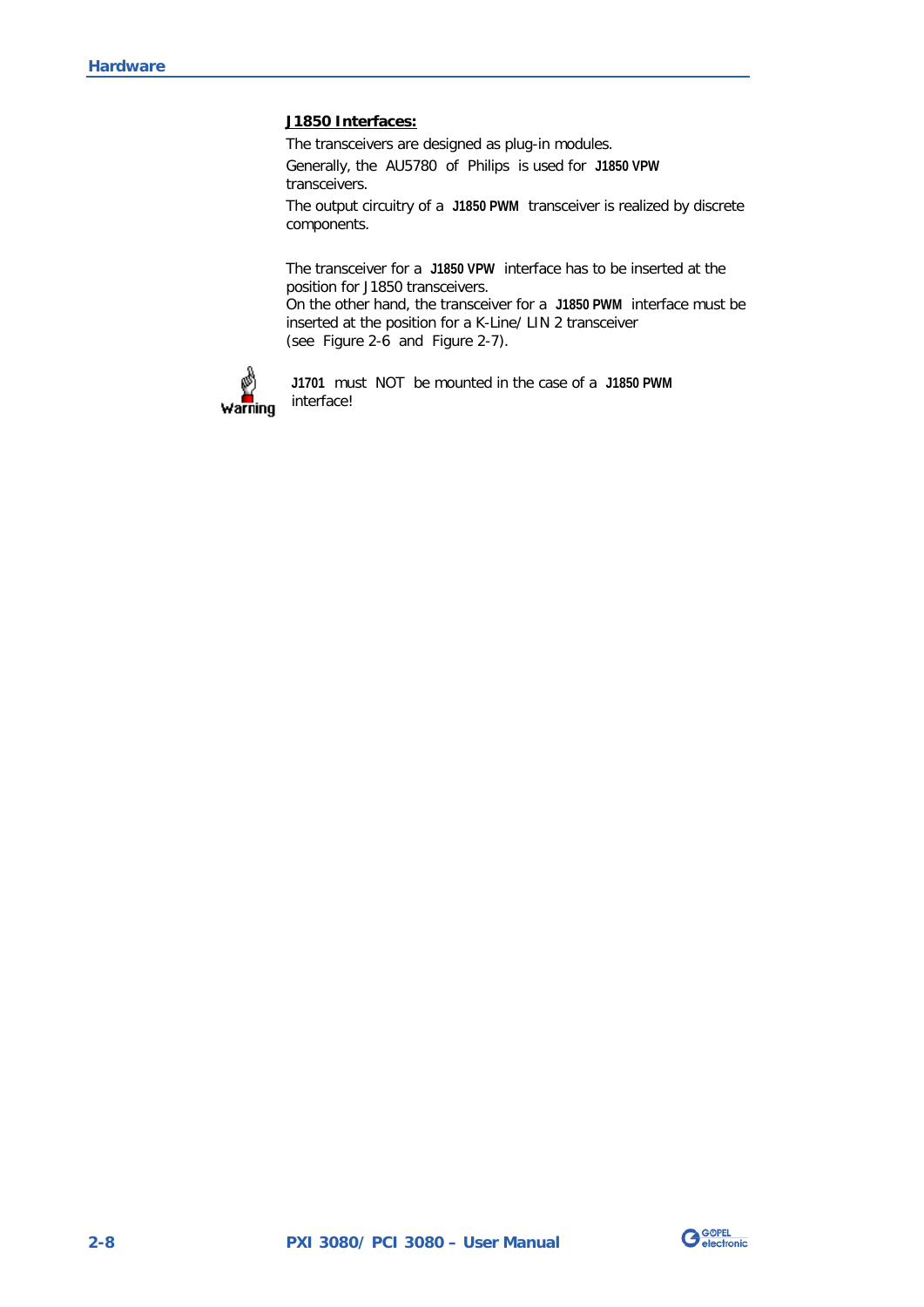**J1850 Interfaces:**

The transceivers are designed as plug-in modules.

Generally, the AU5780 of Philips is used for **J1850 VPW** transceivers.

The output circuitry of a **J1850 PWM** transceiver is realized by discrete components.

The transceiver for a **J1850 VPW** interface has to be inserted at the position for J1850 transceivers.
On the other hand, the transceiver for a **J1850 PWM** interface must be inserted at the position for a K-Line/ LIN 2 transceiver
(see Figure 2-6 and Figure 2-7).

Warning

**J1701** must NOT be mounted in the case of a **J1850 PWM** interface!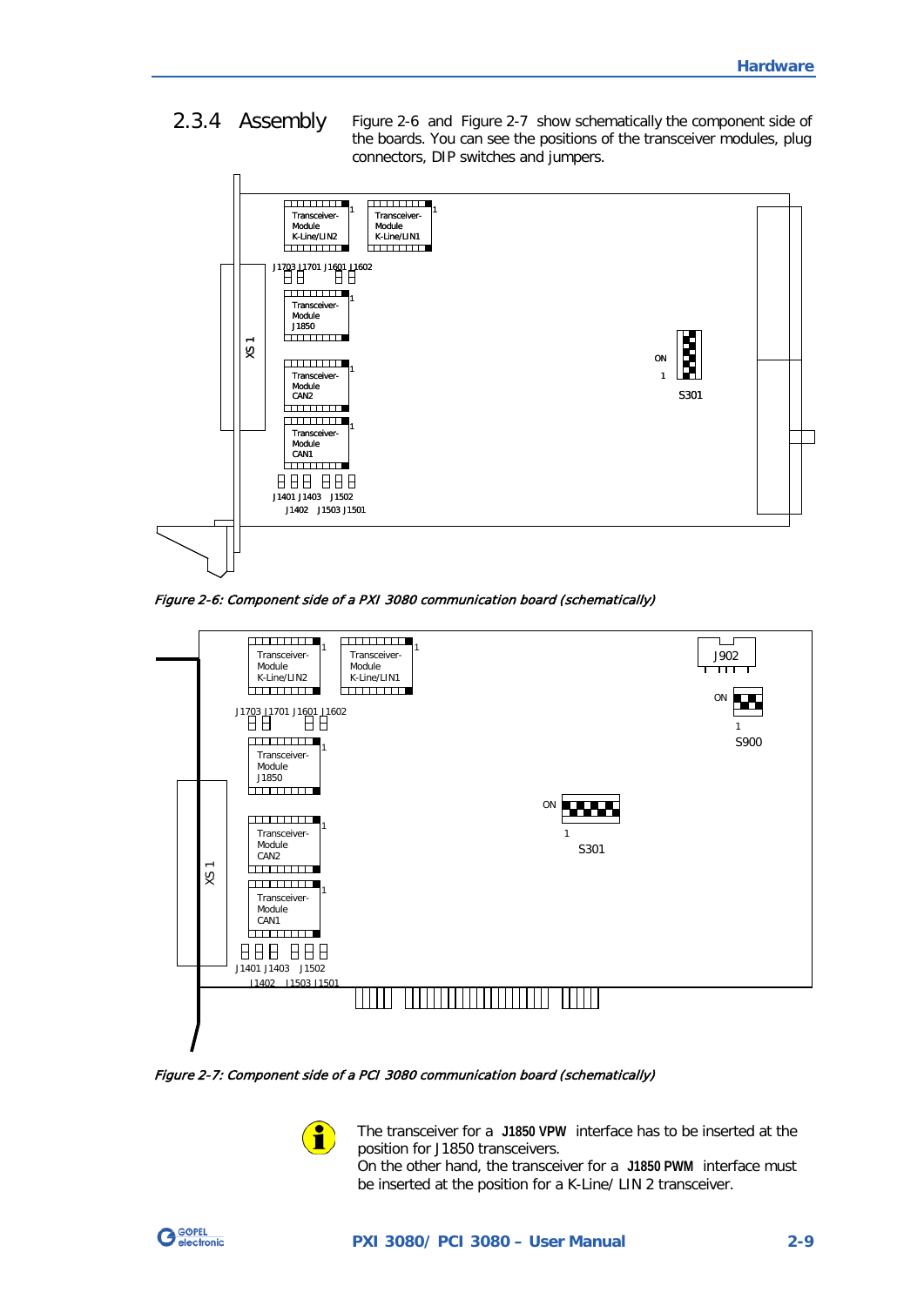### 2.3.4 Assembly

Figure 2-6 and Figure 2-7 show schematically the component side of the boards. You can see the positions of the transceiver modules, plug connectors, DIP switches and jumpers.

*Figure 2-6: Component side of a PXI 3080 communication board (schematically)*

*Figure 2-7: Component side of a PCI 3080 communication board (schematically)*

The transceiver for a **J1850 VPW** interface has to be inserted at the position for J1850 transceivers.
On the other hand, the transceiver for a **J1850 PWM** interface must be inserted at the position for a K-Line/ LIN 2 transceiver.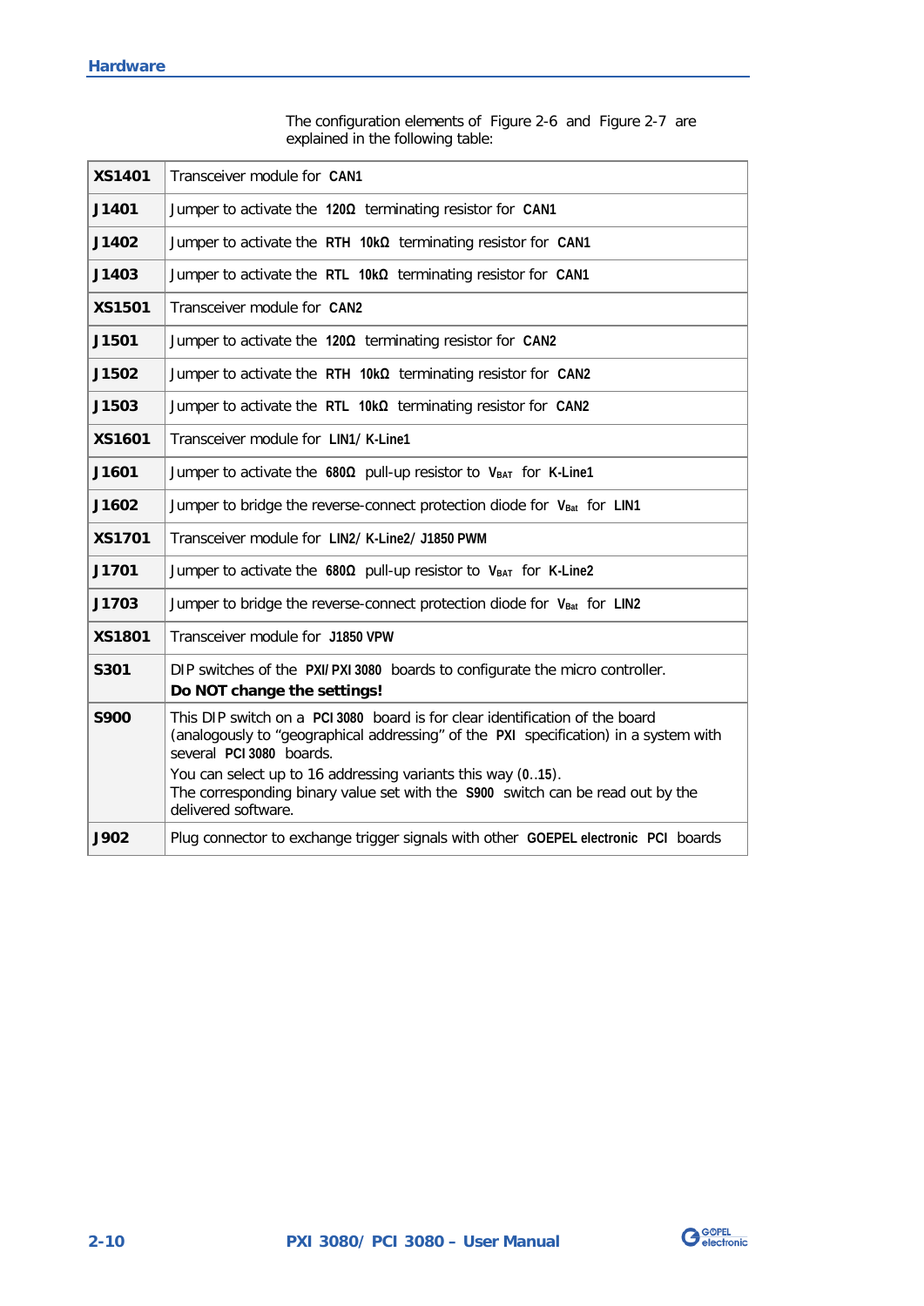The configuration elements of Figure 2-6 and Figure 2-7 are explained in the following table:

| | |
|---|---|
| **XS1401** | Transceiver module for **CAN1** |
| **J1401** | Jumper to activate the **120Ω** terminating resistor for **CAN1** |
| **J1402** | Jumper to activate the **RTH 10kΩ** terminating resistor for **CAN1** |
| **J1403** | Jumper to activate the **RTL 10kΩ** terminating resistor for **CAN1** |
| **XS1501** | Transceiver module for **CAN2** |
| **J1501** | Jumper to activate the **120Ω** terminating resistor for **CAN2** |
| **J1502** | Jumper to activate the **RTH 10kΩ** terminating resistor for **CAN2** |
| **J1503** | Jumper to activate the **RTL 10kΩ** terminating resistor for **CAN2** |
| **XS1601** | Transceiver module for **LIN1**/ **K-Line1** |
| **J1601** | Jumper to activate the **680Ω** pull-up resistor to $V_{BAT}$ for **K-Line1** |
| **J1602** | Jumper to bridge the reverse-connect protection diode for $V_{Bat}$ for **LIN1** |
| **XS1701** | Transceiver module for **LIN2**/ **K-Line2**/ **J1850 PWM** |
| **J1701** | Jumper to activate the **680Ω** pull-up resistor to $V_{BAT}$ for **K-Line2** |
| **J1703** | Jumper to bridge the reverse-connect protection diode for $V_{Bat}$ for **LIN2** |
| **XS1801** | Transceiver module for **J1850 VPW** |
| **S301** | DIP switches of the **PXI/ PXI 3080** boards to configurate the micro controller.<br>**Do NOT change the settings!** |
| **S900** | This DIP switch on a **PCI 3080** board is for clear identification of the board (analogously to "geographical addressing" of the **PXI** specification) in a system with several **PCI 3080** boards.<br>You can select up to 16 addressing variants this way (**0**..**15**).<br>The corresponding binary value set with the **S900** switch can be read out by the delivered software. |
| **J902** | Plug connector to exchange trigger signals with other **GOEPEL electronic PCI** boards |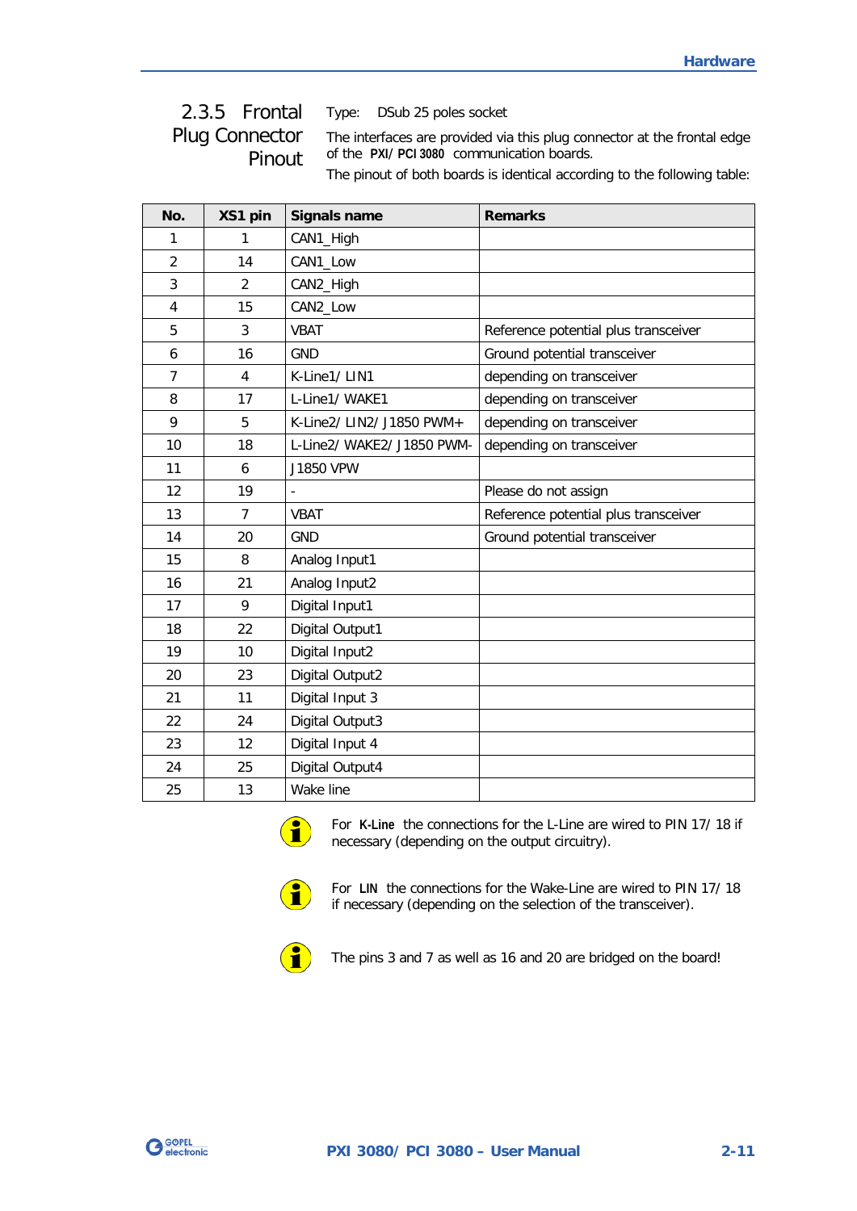### 2.3.5 Frontal Plug Connector Pinout

Type: DSub 25 poles socket

The interfaces are provided via this plug connector at the frontal edge of the **PXI/PCI 3080** communication boards.

The pinout of both boards is identical according to the following table:

| No. | XS1 pin | Signals name | Remarks |
|---|---|---|---|
| 1 | 1 | CAN1_High | |
| 2 | 14 | CAN1_Low | |
| 3 | 2 | CAN2_High | |
| 4 | 15 | CAN2_Low | |
| 5 | 3 | VBAT | Reference potential plus transceiver |
| 6 | 16 | GND | Ground potential transceiver |
| 7 | 4 | K-Line1/LIN1 | depending on transceiver |
| 8 | 17 | L-Line1/WAKE1 | depending on transceiver |
| 9 | 5 | K-Line2/LIN2/J1850 PWM+ | depending on transceiver |
| 10 | 18 | L-Line2/WAKE2/J1850 PWM- | depending on transceiver |
| 11 | 6 | J1850 VPW | |
| 12 | 19 | - | Please do not assign |
| 13 | 7 | VBAT | Reference potential plus transceiver |
| 14 | 20 | GND | Ground potential transceiver |
| 15 | 8 | Analog Input1 | |
| 16 | 21 | Analog Input2 | |
| 17 | 9 | Digital Input1 | |
| 18 | 22 | Digital Output1 | |
| 19 | 10 | Digital Input2 | |
| 20 | 23 | Digital Output2 | |
| 21 | 11 | Digital Input 3 | |
| 22 | 24 | Digital Output3 | |
| 23 | 12 | Digital Input 4 | |
| 24 | 25 | Digital Output4 | |
| 25 | 13 | Wake line | |

For **K-Line** the connections for the L-Line are wired to PIN 17/18 if necessary (depending on the output circuitry).

For **LIN** the connections for the Wake-Line are wired to PIN 17/18 if necessary (depending on the selection of the transceiver).

The pins 3 and 7 as well as 16 and 20 are bridged on the board!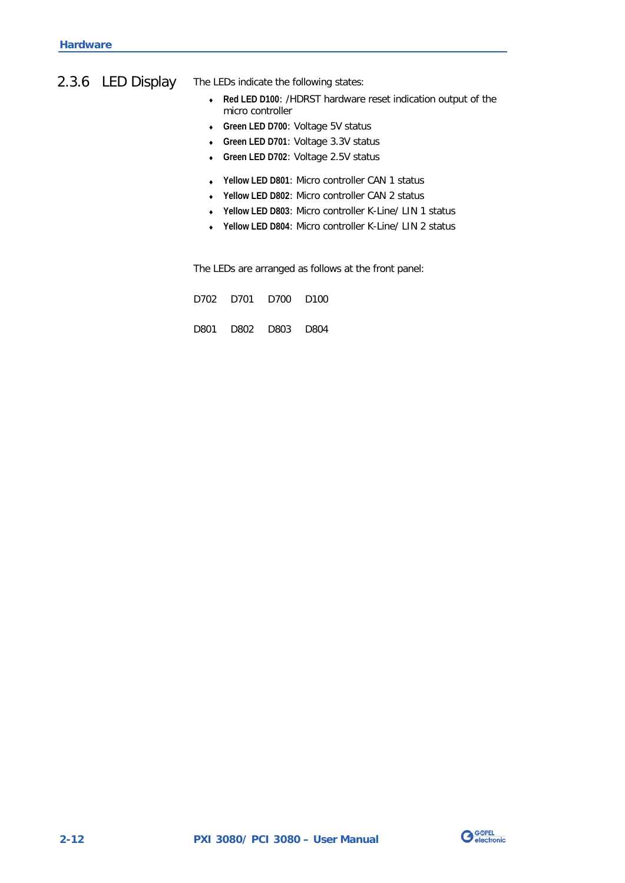## 2.3.6 LED Display

The LEDs indicate the following states:

- **Red LED D100**: /HDRST hardware reset indication output of the micro controller
- **Green LED D700**: Voltage 5V status
- **Green LED D701**: Voltage 3.3V status
- **Green LED D702**: Voltage 2.5V status

- **Yellow LED D801**: Micro controller CAN 1 status
- **Yellow LED D802**: Micro controller CAN 2 status
- **Yellow LED D803**: Micro controller K-Line/ LIN 1 status
- **Yellow LED D804**: Micro controller K-Line/ LIN 2 status

The LEDs are arranged as follows at the front panel:

| | | | |
|---|---|---|---|
| D702 | D701 | D700 | D100 |
| D801 | D802 | D803 | D804 |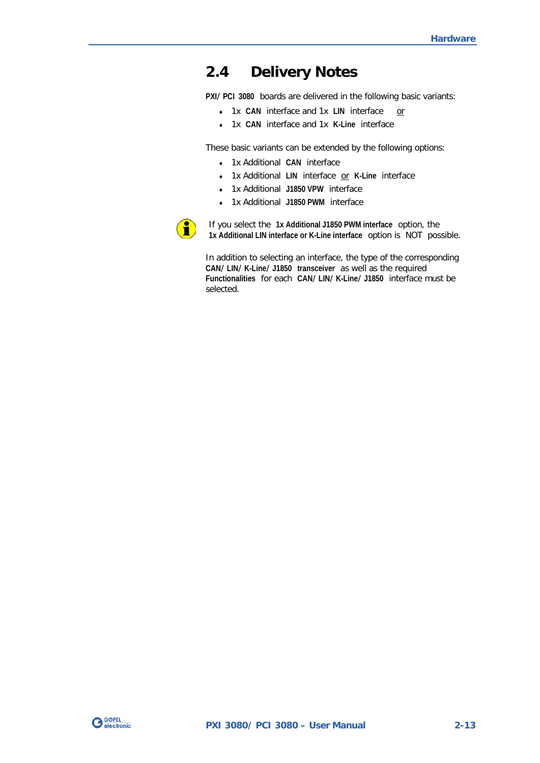## 2.4 Delivery Notes

**PXI/ PCI 3080** boards are delivered in the following basic variants:

- 1x **CAN** interface and 1x **LIN** interface or
- 1x **CAN** interface and 1x **K-Line** interface

These basic variants can be extended by the following options:

- 1x Additional **CAN** interface
- 1x Additional **LIN** interface or **K-Line** interface
- 1x Additional **J1850 VPW** interface
- 1x Additional **J1850 PWM** interface

If you select the **1x Additional J1850 PWM interface** option, the **1x Additional LIN interface or K-Line interface** option is NOT possible.

In addition to selecting an interface, the type of the corresponding **CAN/ LIN/ K-Line/ J1850 transceiver** as well as the required **Functionalities** for each **CAN/ LIN/ K-Line/ J1850** interface must be selected.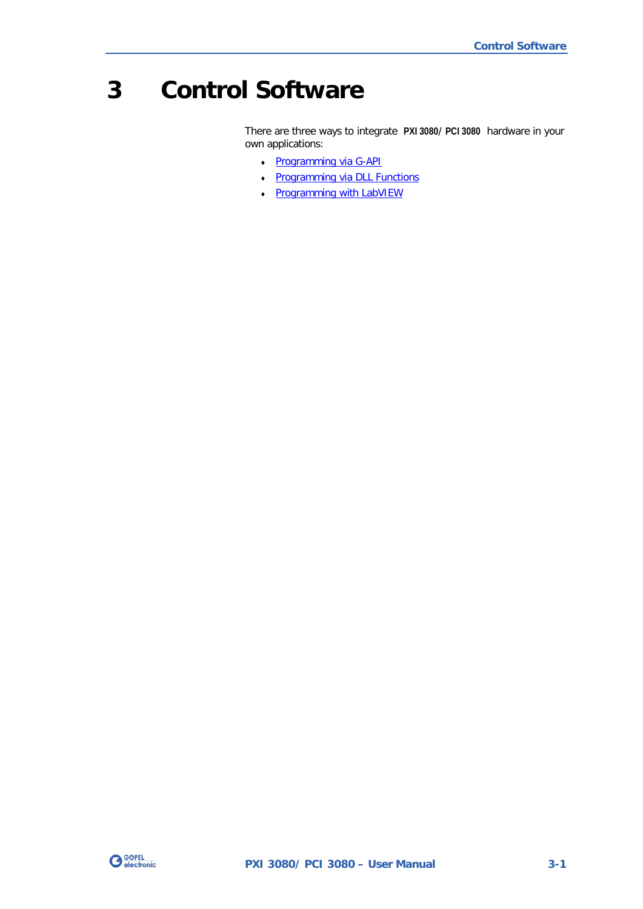# 3 Control Software

There are three ways to integrate **PXI 3080/ PCI 3080** hardware in your own applications:

- Programming via G-API
- Programming via DLL Functions
- Programming with LabVIEW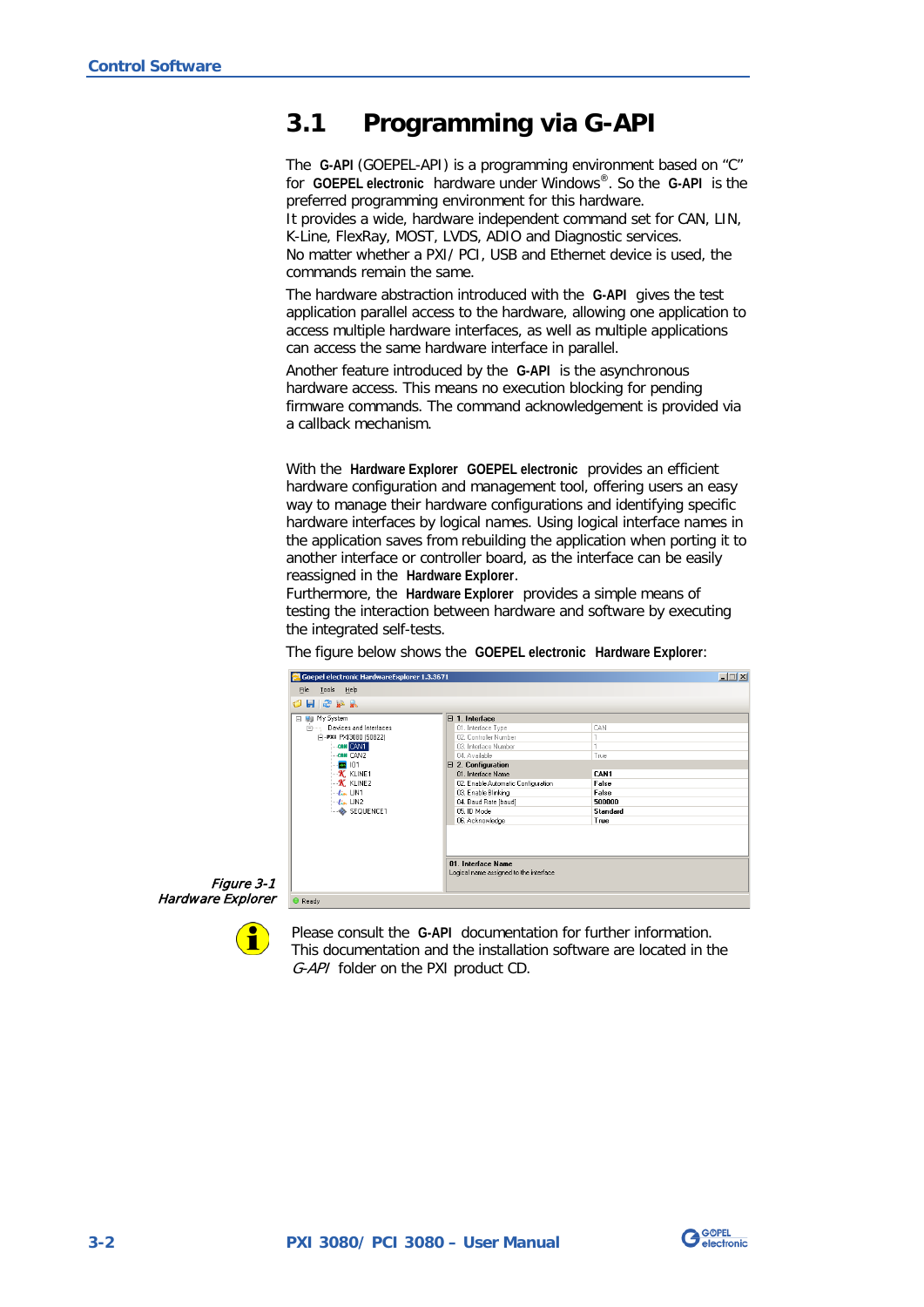## 3.1 Programming via G-API

The **G-API** (GOEPEL-API) is a programming environment based on "C" for **GOEPEL electronic** hardware under Windows®. So the **G-API** is the preferred programming environment for this hardware.
It provides a wide, hardware independent command set for CAN, LIN, K-Line, FlexRay, MOST, LVDS, ADIO and Diagnostic services.
No matter whether a PXI/ PCI, USB and Ethernet device is used, the commands remain the same.

The hardware abstraction introduced with the **G-API** gives the test application parallel access to the hardware, allowing one application to access multiple hardware interfaces, as well as multiple applications can access the same hardware interface in parallel.

Another feature introduced by the **G-API** is the asynchronous hardware access. This means no execution blocking for pending firmware commands. The command acknowledgement is provided via a callback mechanism.

With the **Hardware Explorer** **GOEPEL electronic** provides an efficient hardware configuration and management tool, offering users an easy way to manage their hardware configurations and identifying specific hardware interfaces by logical names. Using logical interface names in the application saves from rebuilding the application when porting it to another interface or controller board, as the interface can be easily reassigned in the **Hardware Explorer**.
Furthermore, the **Hardware Explorer** provides a simple means of testing the interaction between hardware and software by executing the integrated self-tests.

The figure below shows the **GOEPEL electronic** **Hardware Explorer**:

*Figure 3-1*
*Hardware Explorer*

Please consult the **G-API** documentation for further information. This documentation and the installation software are located in the *G-API* folder on the PXI product CD.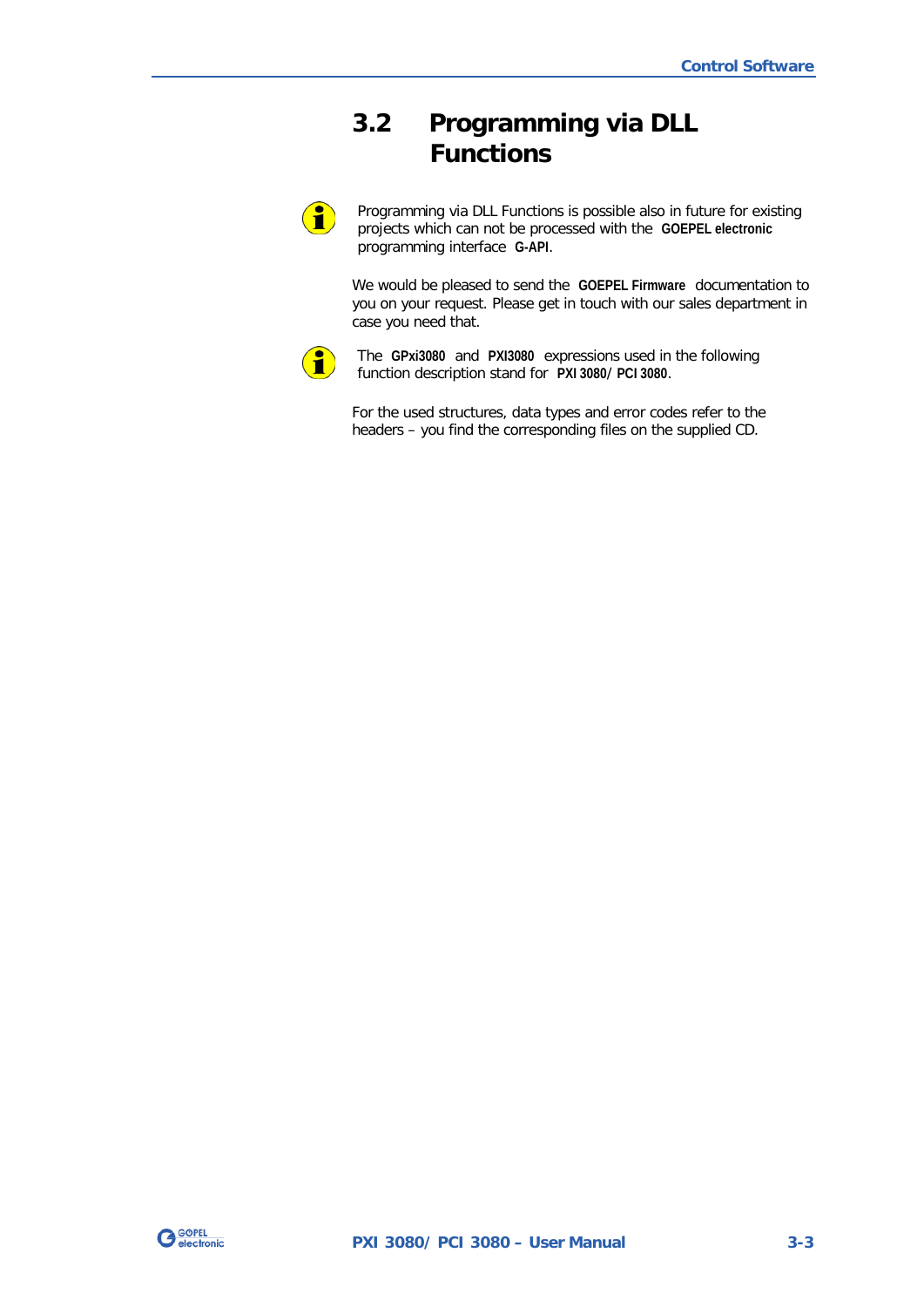## 3.2 Programming via DLL Functions

Programming via DLL Functions is possible also in future for existing projects which can not be processed with the **GOEPEL electronic** programming interface **G-API**.

We would be pleased to send the **GOEPEL Firmware** documentation to you on your request. Please get in touch with our sales department in case you need that.

The **GPxi3080** and **PXI3080** expressions used in the following function description stand for **PXI 3080/ PCI 3080**.

For the used structures, data types and error codes refer to the headers – you find the corresponding files on the supplied CD.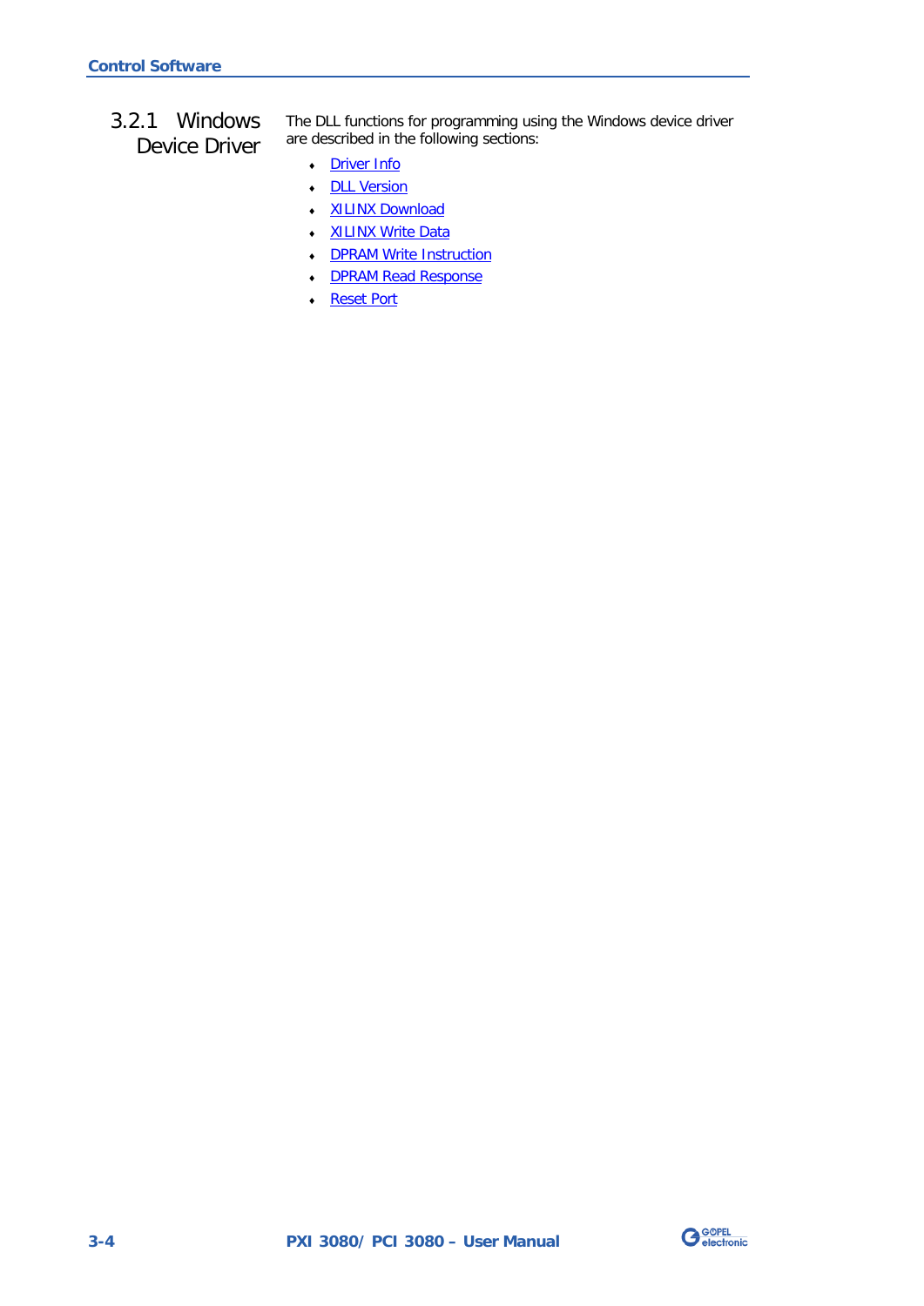### 3.2.1 Windows Device Driver

The DLL functions for programming using the Windows device driver are described in the following sections:

- Driver Info
- DLL Version
- XILINX Download
- XILINX Write Data
- DPRAM Write Instruction
- DPRAM Read Response
- Reset Port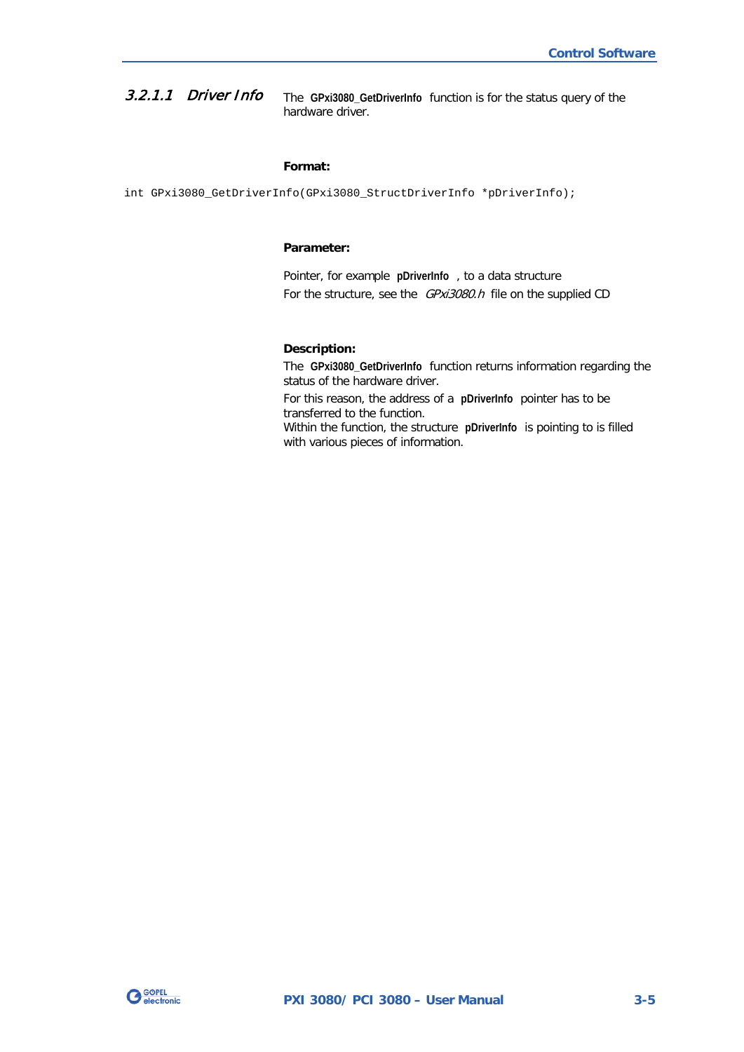#### 3.2.1.1 *Driver Info*

The **GPxi3080_GetDriverInfo** function is for the status query of the hardware driver.

**Format:**

```
int GPxi3080_GetDriverInfo(GPxi3080_StructDriverInfo *pDriverInfo);
```

**Parameter:**

Pointer, for example **pDriverInfo** , to a data structure

For the structure, see the *GPxi3080.h* file on the supplied CD

**Description:**

The **GPxi3080_GetDriverInfo** function returns information regarding the status of the hardware driver.

For this reason, the address of a **pDriverInfo** pointer has to be transferred to the function.

Within the function, the structure **pDriverInfo** is pointing to is filled with various pieces of information.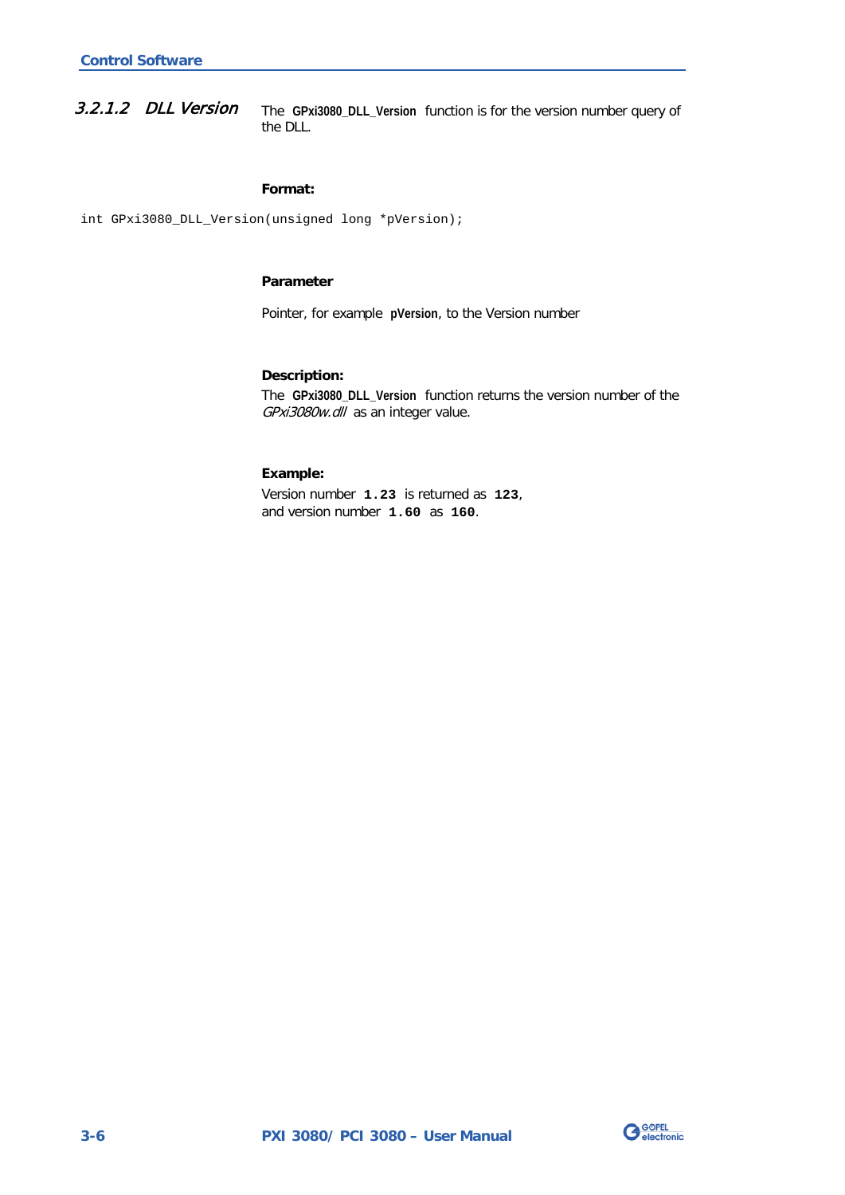### 3.2.1.2 DLL Version

The **GPxi3080_DLL_Version** function is for the version number query of the DLL.

**Format:**

```
int GPxi3080_DLL_Version(unsigned long *pVersion);
```

**Parameter**

Pointer, for example **pVersion**, to the Version number

**Description:**

The **GPxi3080_DLL_Version** function returns the version number of the *GPxi3080w.dll* as an integer value.

**Example:**

Version number **1.23** is returned as **123**, and version number **1.60** as **160**.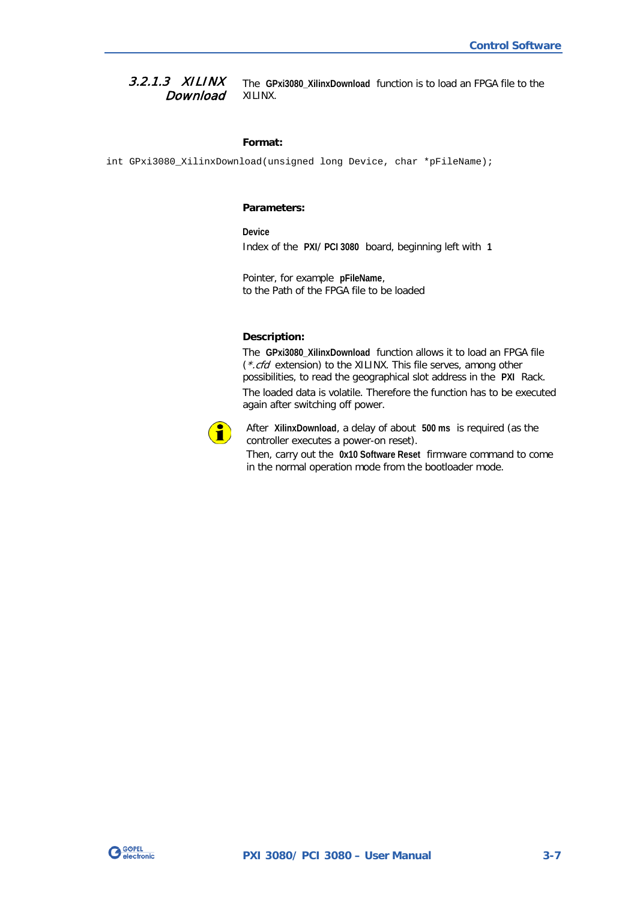#### 3.2.1.3 XILINX Download

The **GPxi3080_XilinxDownload** function is to load an FPGA file to the XILINX.

**Format:**

```
int GPxi3080_XilinxDownload(unsigned long Device, char *pFileName);
```

**Parameters:**

**Device**
Index of the **PXI/ PCI 3080** board, beginning left with **1**

Pointer, for example **pFileName**,
to the Path of the FPGA file to be loaded

**Description:**

The **GPxi3080_XilinxDownload** function allows it to load an FPGA file (*\*.cfd* extension) to the XILINX. This file serves, among other possibilities, to read the geographical slot address in the **PXI** Rack.

The loaded data is volatile. Therefore the function has to be executed again after switching off power.

After **XilinxDownload**, a delay of about **500 ms** is required (as the controller executes a power-on reset).
Then, carry out the **0x10 Software Reset** firmware command to come in the normal operation mode from the bootloader mode.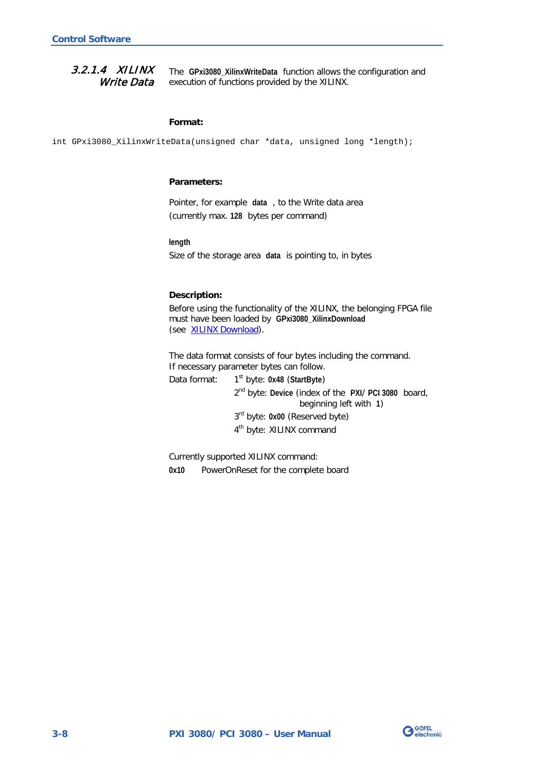### 3.2.1.4 XILINX Write Data

The **GPxi3080_XilinxWriteData** function allows the configuration and execution of functions provided by the XILINX.

**Format:**

```
int GPxi3080_XilinxWriteData(unsigned char *data, unsigned long *length);
```

**Parameters:**

Pointer, for example **data** , to the Write data area (currently max. **128** bytes per command)

**length**
Size of the storage area **data** is pointing to, in bytes

**Description:**

Before using the functionality of the XILINX, the belonging FPGA file must have been loaded by **GPxi3080_XilinxDownload** (see XILINX Download).

The data format consists of four bytes including the command.
If necessary parameter bytes can follow.

Data format:
- 1st byte: **0x48** (**StartByte**)
- 2nd byte: **Device** (index of the **PXI/ PCI 3080** board, beginning left with **1**)
- 3rd byte: **0x00** (Reserved byte)
- 4th byte: XILINX command

Currently supported XILINX command:

**0x10** PowerOnReset for the complete board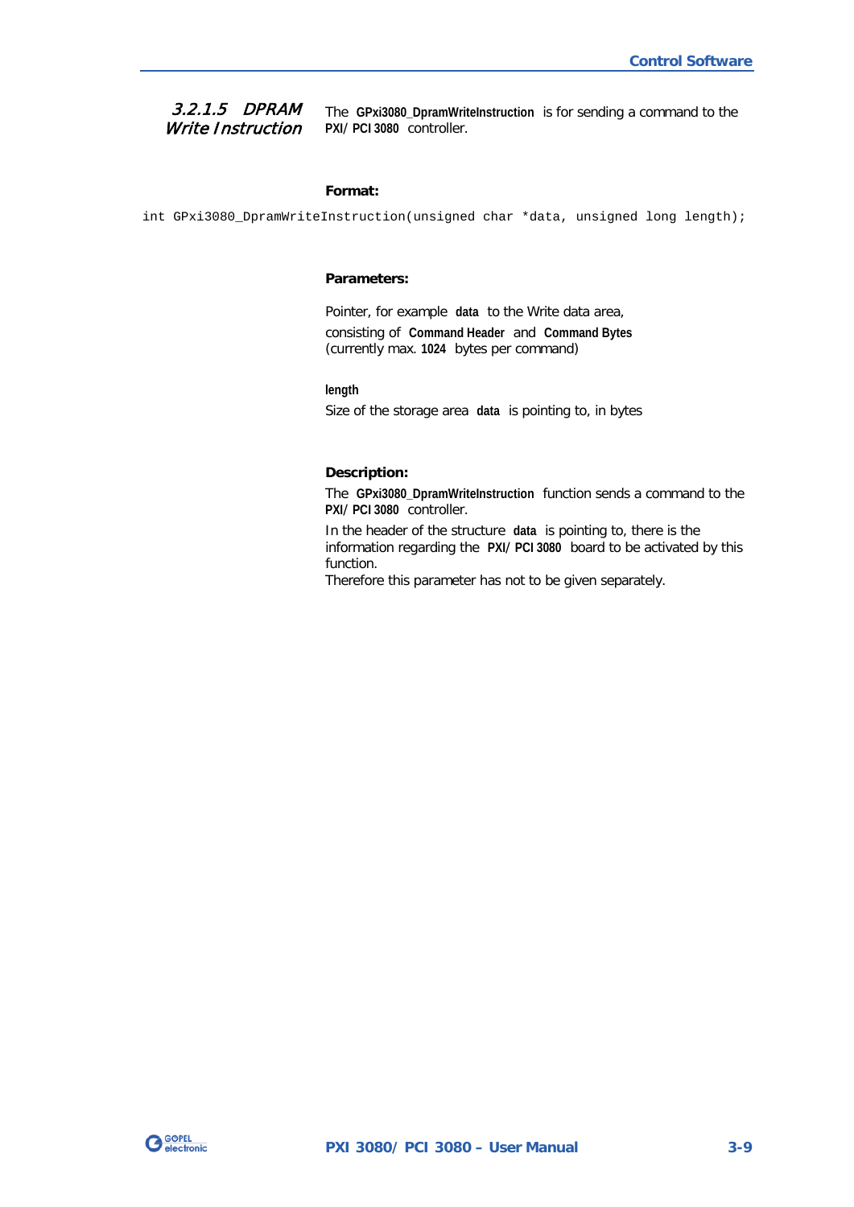#### 3.2.1.5 DPRAM Write Instruction

The **GPxi3080_DpramWriteInstruction** is for sending a command to the **PXI/ PCI 3080** controller.

**Format:**

```
int GPxi3080_DpramWriteInstruction(unsigned char *data, unsigned long length);
```

**Parameters:**

Pointer, for example **data** to the Write data area, consisting of **Command Header** and **Command Bytes** (currently max. **1024** bytes per command)

**length**
Size of the storage area **data** is pointing to, in bytes

**Description:**

The **GPxi3080_DpramWriteInstruction** function sends a command to the **PXI/ PCI 3080** controller.

In the header of the structure **data** is pointing to, there is the information regarding the **PXI/ PCI 3080** board to be activated by this function.
Therefore this parameter has not to be given separately.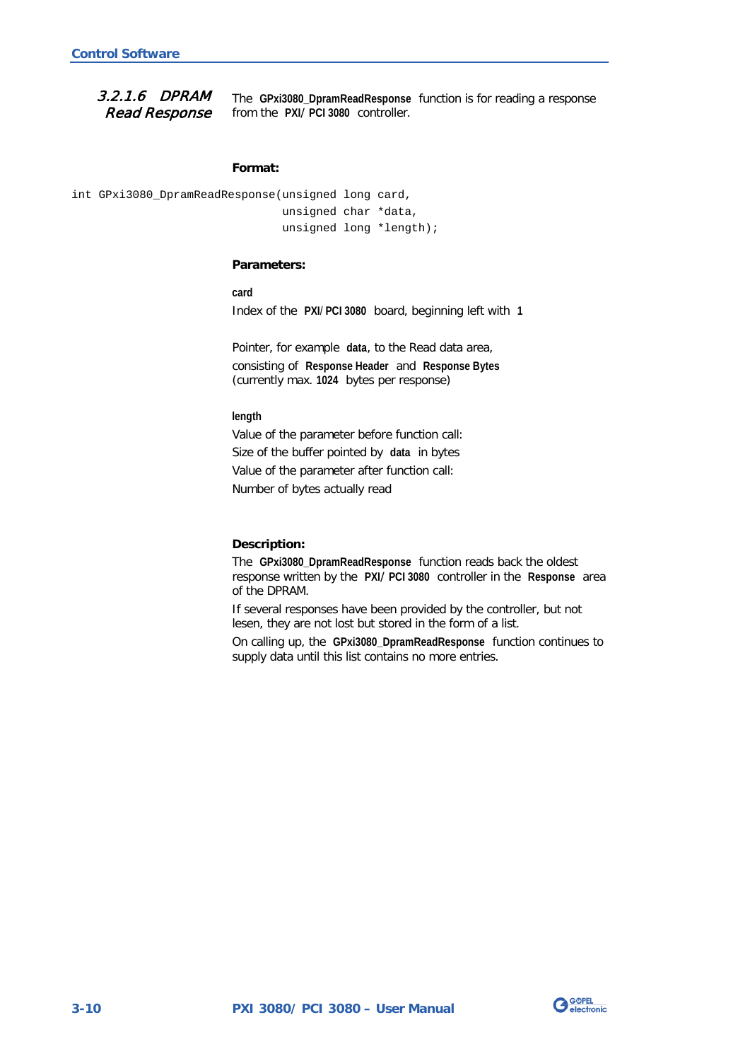### 3.2.1.6 DPRAM Read Response

The **GPxi3080_DpramReadResponse** function is for reading a response from the **PXI/ PCI 3080** controller.

**Format:**

```
int GPxi3080_DpramReadResponse(unsigned long card,
                               unsigned char *data,
                               unsigned long *length);
```

**Parameters:**

**card**

Index of the **PXI/ PCI 3080** board, beginning left with **1**

Pointer, for example **data**, to the Read data area, consisting of **Response Header** and **Response Bytes** (currently max. **1024** bytes per response)

**length**

Value of the parameter before function call:
Size of the buffer pointed by **data** in bytes
Value of the parameter after function call:
Number of bytes actually read

**Description:**

The **GPxi3080_DpramReadResponse** function reads back the oldest response written by the **PXI/ PCI 3080** controller in the **Response** area of the DPRAM.

If several responses have been provided by the controller, but not lesen, they are not lost but stored in the form of a list.

On calling up, the **GPxi3080_DpramReadResponse** function continues to supply data until this list contains no more entries.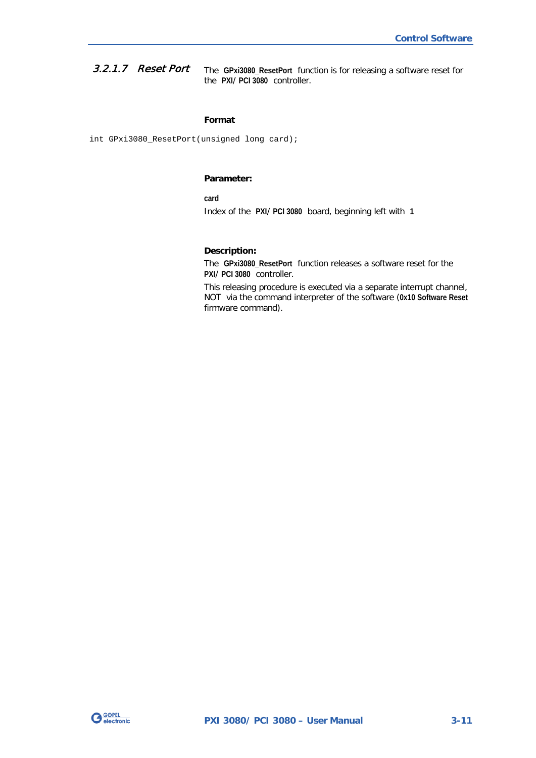#### 3.2.1.7 Reset Port

The **GPxi3080_ResetPort** function is for releasing a software reset for the **PXI/ PCI 3080** controller.

**Format**

```
int GPxi3080_ResetPort(unsigned long card);
```

**Parameter:**

**card**
Index of the **PXI/ PCI 3080** board, beginning left with **1**

**Description:**

The **GPxi3080_ResetPort** function releases a software reset for the **PXI/ PCI 3080** controller.

This releasing procedure is executed via a separate interrupt channel, NOT via the command interpreter of the software (**0x10 Software Reset** firmware command).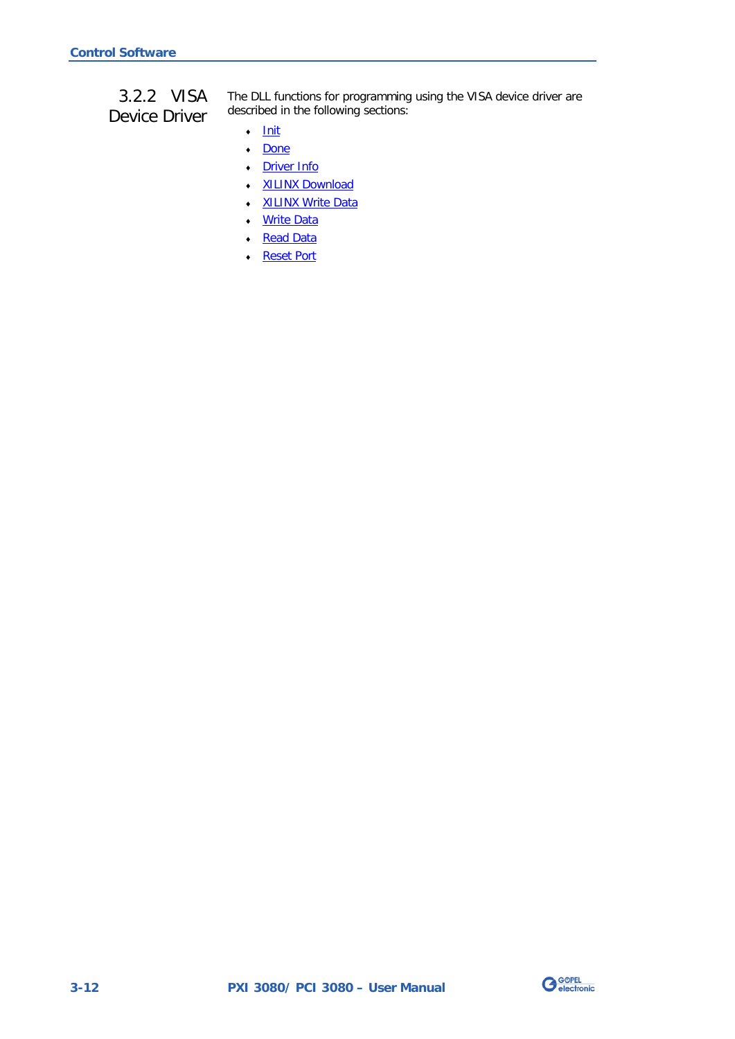### 3.2.2 VISA Device Driver

The DLL functions for programming using the VISA device driver are described in the following sections:

- Init
- Done
- Driver Info
- XILINX Download
- XILINX Write Data
- Write Data
- Read Data
- Reset Port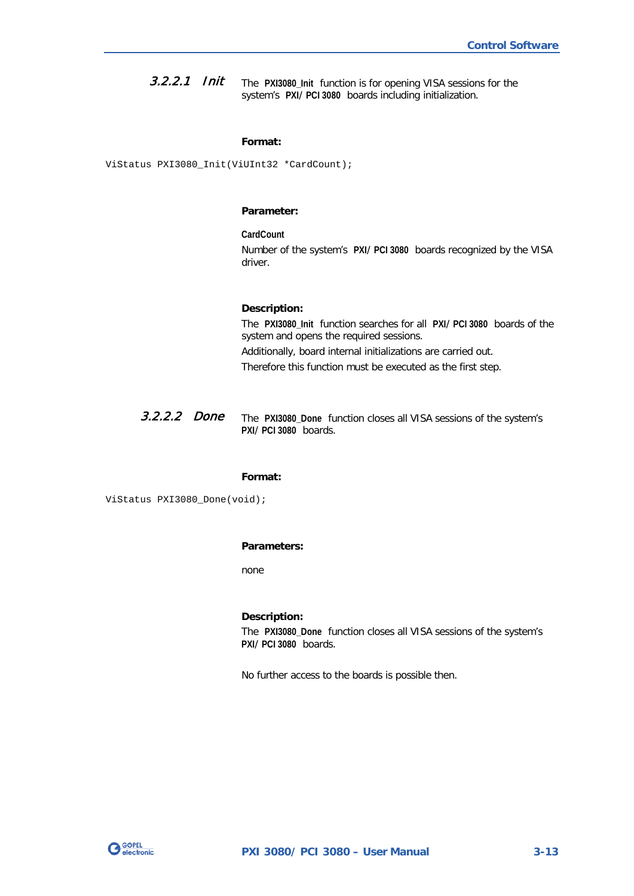#### 3.2.2.1 Init

The **PXI3080_Init** function is for opening VISA sessions for the system's **PXI/PCI 3080** boards including initialization.

**Format:**

```
ViStatus PXI3080_Init(ViUInt32 *CardCount);
```

**Parameter:**

**CardCount**

Number of the system's **PXI/PCI 3080** boards recognized by the VISA driver.

**Description:**

The **PXI3080_Init** function searches for all **PXI/PCI 3080** boards of the system and opens the required sessions.

Additionally, board internal initializations are carried out.

Therefore this function must be executed as the first step.

#### 3.2.2.2 Done

The **PXI3080_Done** function closes all VISA sessions of the system's **PXI/PCI 3080** boards.

**Format:**

```
ViStatus PXI3080_Done(void);
```

**Parameters:**

none

**Description:**

The **PXI3080_Done** function closes all VISA sessions of the system's **PXI/PCI 3080** boards.

No further access to the boards is possible then.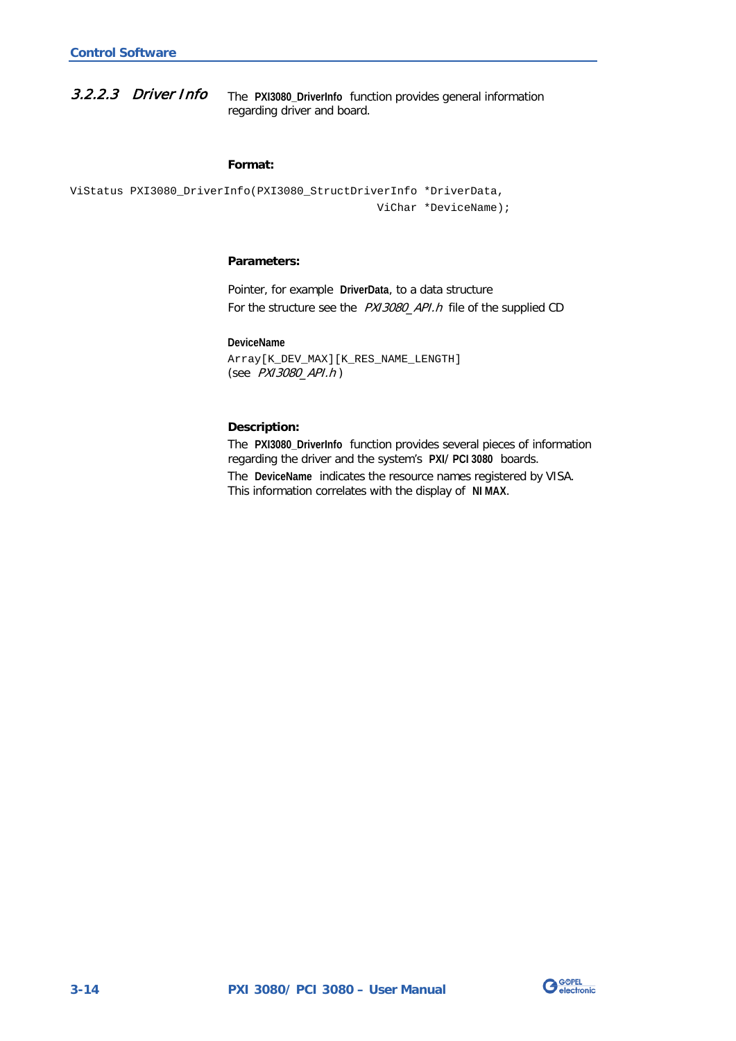### 3.2.2.3 Driver Info

The **PXI3080_DriverInfo** function provides general information regarding driver and board.

**Format:**

```
ViStatus PXI3080_DriverInfo(PXI3080_StructDriverInfo *DriverData,
                                                 ViChar *DeviceName);
```

**Parameters:**

Pointer, for example **DriverData**, to a data structure
For the structure see the *PXI3080_API.h* file of the supplied CD

**DeviceName**
`Array[K_DEV_MAX][K_RES_NAME_LENGTH]`
(see *PXI3080_API.h*)

**Description:**

The **PXI3080_DriverInfo** function provides several pieces of information regarding the driver and the system's **PXI/ PCI 3080** boards.
The **DeviceName** indicates the resource names registered by VISA. This information correlates with the display of **NI MAX**.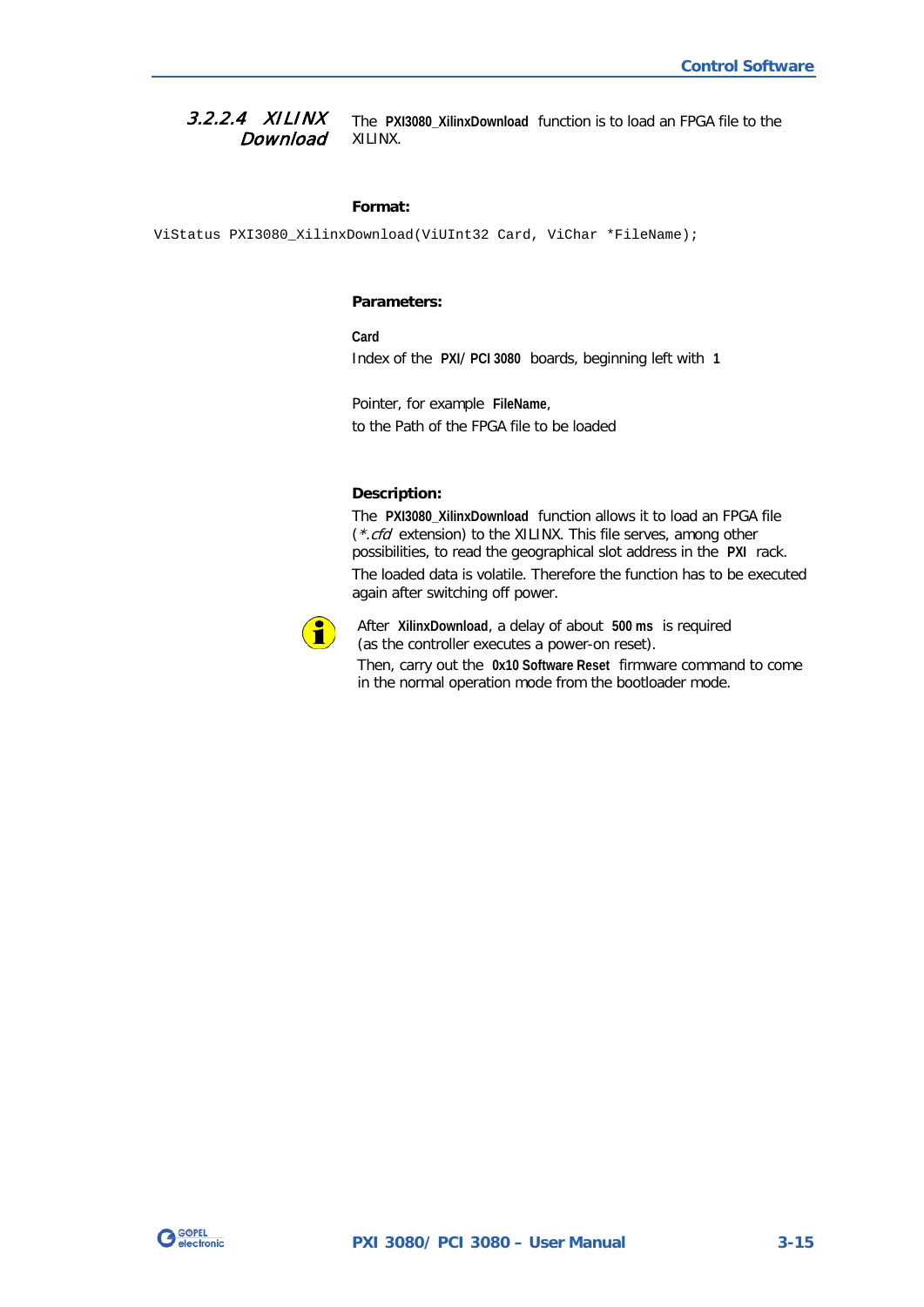#### 3.2.2.4 XILINX Download

The **PXI3080_XilinxDownload** function is to load an FPGA file to the XILINX.

**Format:**

```
ViStatus PXI3080_XilinxDownload(ViUInt32 Card, ViChar *FileName);
```

**Parameters:**

**Card**
Index of the **PXI/ PCI 3080** boards, beginning left with **1**

Pointer, for example **FileName**,
to the Path of the FPGA file to be loaded

**Description:**

The **PXI3080_XilinxDownload** function allows it to load an FPGA file (*\*.cfd* extension) to the XILINX. This file serves, among other possibilities, to read the geographical slot address in the **PXI** rack.

The loaded data is volatile. Therefore the function has to be executed again after switching off power.

After **XilinxDownload**, a delay of about **500 ms** is required (as the controller executes a power-on reset).
Then, carry out the **0x10 Software Reset** firmware command to come in the normal operation mode from the bootloader mode.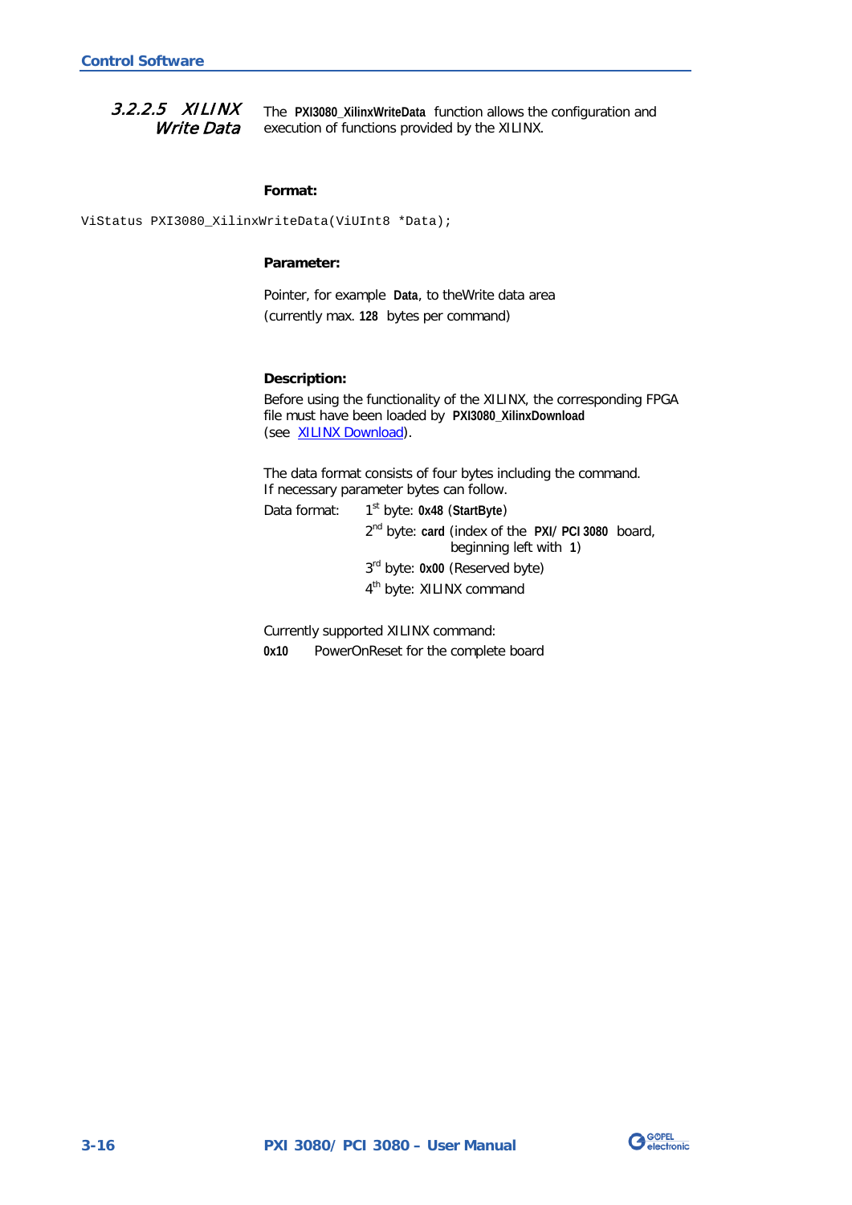### 3.2.2.5 XILINX Write Data

The **PXI3080_XilinxWriteData** function allows the configuration and execution of functions provided by the XILINX.

**Format:**

```
ViStatus PXI3080_XilinxWriteData(ViUInt8 *Data);
```

**Parameter:**

Pointer, for example **Data**, to theWrite data area (currently max. **128** bytes per command)

**Description:**

Before using the functionality of the XILINX, the corresponding FPGA file must have been loaded by **PXI3080_XilinxDownload** (see XILINX Download).

The data format consists of four bytes including the command. If necessary parameter bytes can follow.

Data format:

- 1st byte: **0x48** (**StartByte**)
- 2nd byte: **card** (index of the **PXI**/ **PCI 3080** board, beginning left with **1**)
- 3rd byte: **0x00** (Reserved byte)
- 4th byte: XILINX command

Currently supported XILINX command:

**0x10** PowerOnReset for the complete board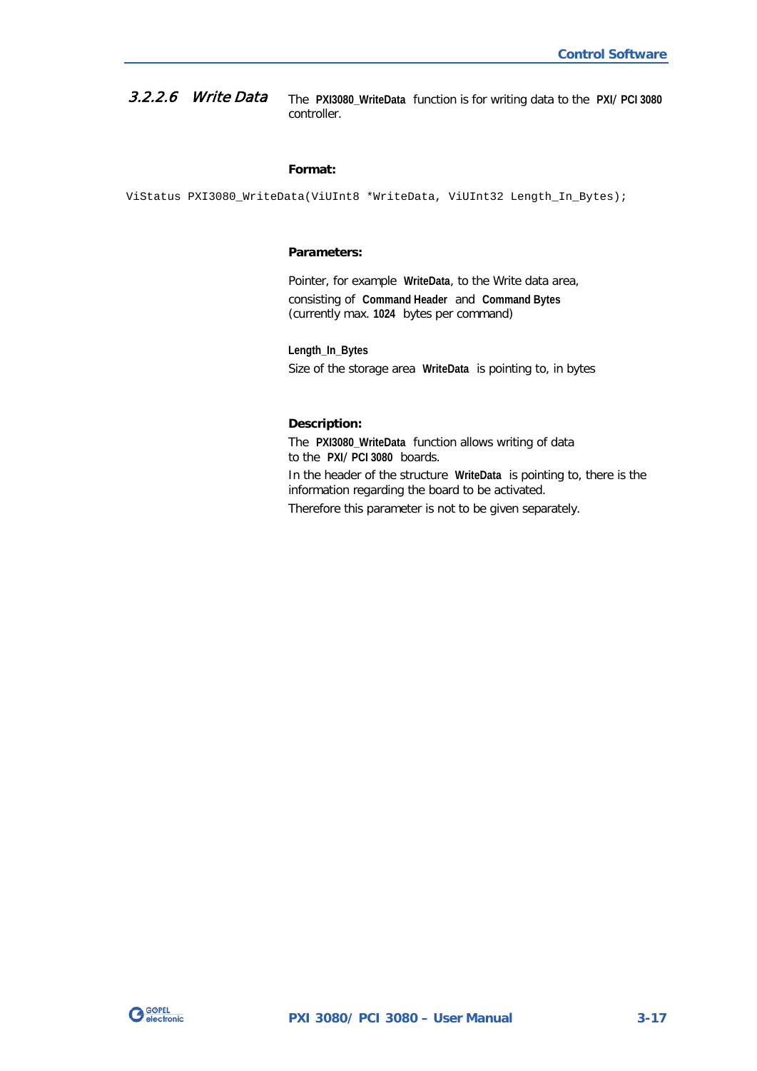### 3.2.2.6 *Write Data*

The **PXI3080_WriteData** function is for writing data to the **PXI/ PCI 3080** controller.

**Format:**

```
ViStatus PXI3080_WriteData(ViUInt8 *WriteData, ViUInt32 Length_In_Bytes);
```

**Parameters:**

Pointer, for example **WriteData**, to the Write data area, consisting of **Command Header** and **Command Bytes** (currently max. **1024** bytes per command)

**Length_In_Bytes**
Size of the storage area **WriteData** is pointing to, in bytes

**Description:**

The **PXI3080_WriteData** function allows writing of data to the **PXI/ PCI 3080** boards.

In the header of the structure **WriteData** is pointing to, there is the information regarding the board to be activated.

Therefore this parameter is not to be given separately.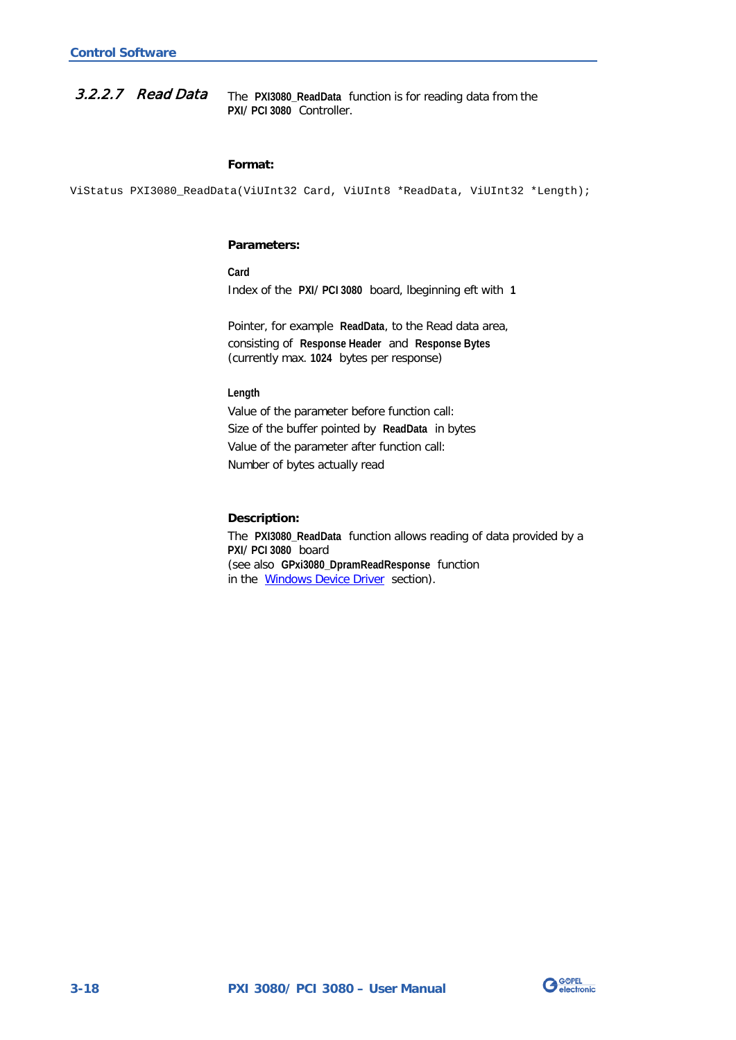### 3.2.2.7 Read Data

The **PXI3080_ReadData** function is for reading data from the **PXI/ PCI 3080** Controller.

**Format:**

```
ViStatus PXI3080_ReadData(ViUInt32 Card, ViUInt8 *ReadData, ViUInt32 *Length);
```

**Parameters:**

**Card**
Index of the **PXI/ PCI 3080** board, lbeginning eft with **1**

Pointer, for example **ReadData**, to the Read data area, consisting of **Response Header** and **Response Bytes** (currently max. **1024** bytes per response)

**Length**
Value of the parameter before function call:
Size of the buffer pointed by **ReadData** in bytes
Value of the parameter after function call:
Number of bytes actually read

**Description:**
The **PXI3080_ReadData** function allows reading of data provided by a **PXI/ PCI 3080** board
(see also **GPxi3080_DpramReadResponse** function
in the Windows Device Driver section).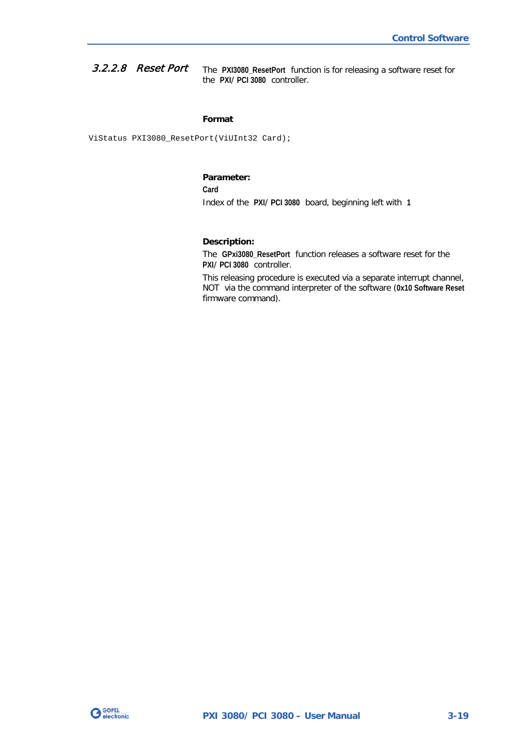#### 3.2.2.8 Reset Port

The **PXI3080_ResetPort** function is for releasing a software reset for the **PXI/ PCI 3080** controller.

**Format**

```
ViStatus PXI3080_ResetPort(ViUInt32 Card);
```

**Parameter:**

**Card**

Index of the **PXI/ PCI 3080** board, beginning left with **1**

**Description:**

The **GPxi3080_ResetPort** function releases a software reset for the **PXI/ PCI 3080** controller.

This releasing procedure is executed via a separate interrupt channel, NOT via the command interpreter of the software (**0x10 Software Reset** firmware command).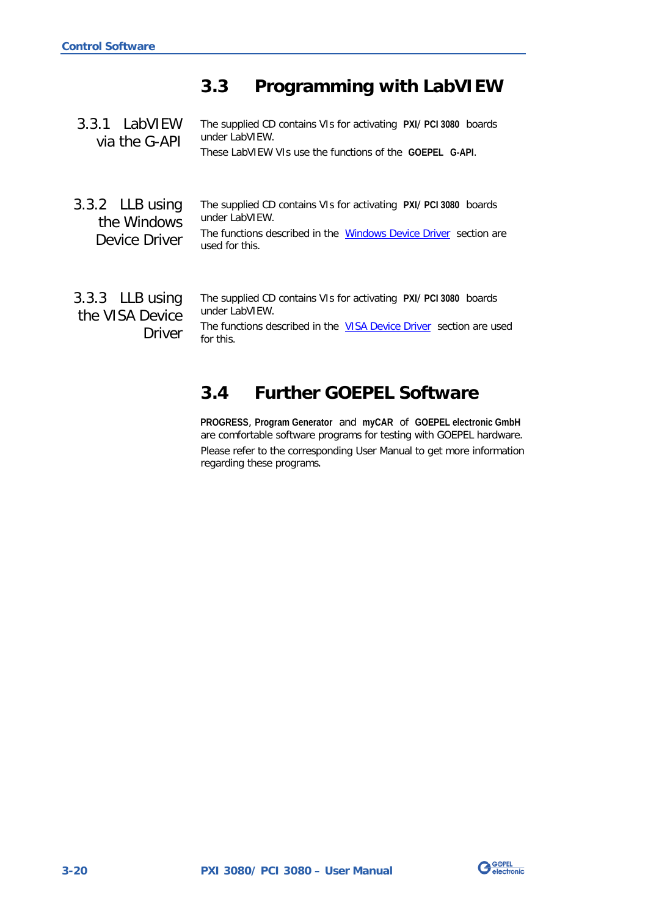## 3.3 Programming with LabVIEW

### 3.3.1 LabVIEW via the G-API

The supplied CD contains VIs for activating **PXI/ PCI 3080** boards under LabVIEW.

These LabVIEW VIs use the functions of the **GOEPEL G-API**.

### 3.3.2 LLB using the Windows Device Driver

The supplied CD contains VIs for activating **PXI/ PCI 3080** boards under LabVIEW.

The functions described in the Windows Device Driver section are used for this.

### 3.3.3 LLB using the VISA Device Driver

The supplied CD contains VIs for activating **PXI/ PCI 3080** boards under LabVIEW.

The functions described in the VISA Device Driver section are used for this.

## 3.4 Further GOEPEL Software

**PROGRESS**, **Program Generator** and **myCAR** of **GOEPEL electronic GmbH** are comfortable software programs for testing with GOEPEL hardware.

Please refer to the corresponding User Manual to get more information regarding these programs.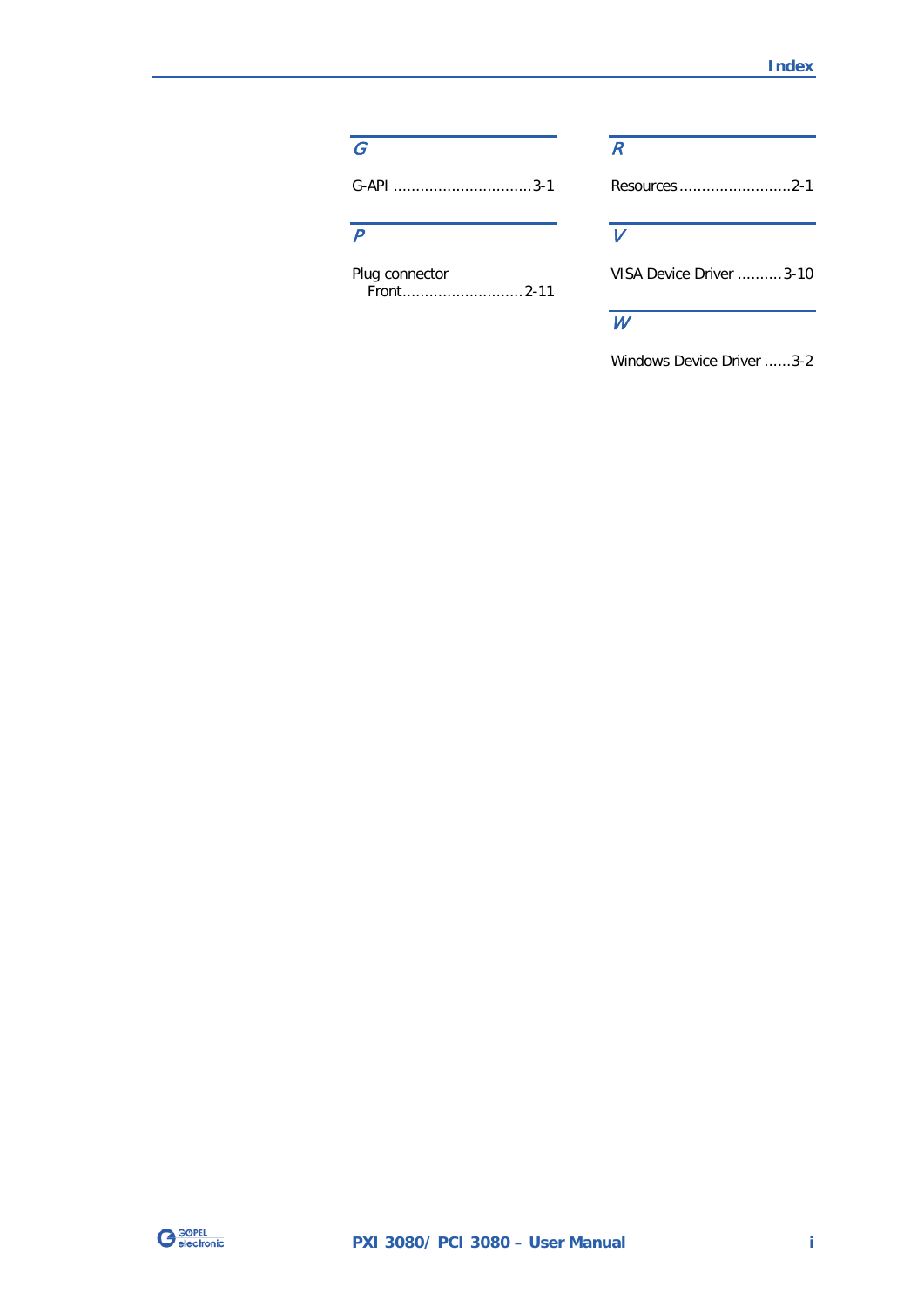## G

G-API ...............................3-1

## P

Plug connector
  Front...........................2-11

## R

Resources.........................2-1

## V

VISA Device Driver ..........3-10

## W

Windows Device Driver ......3-2